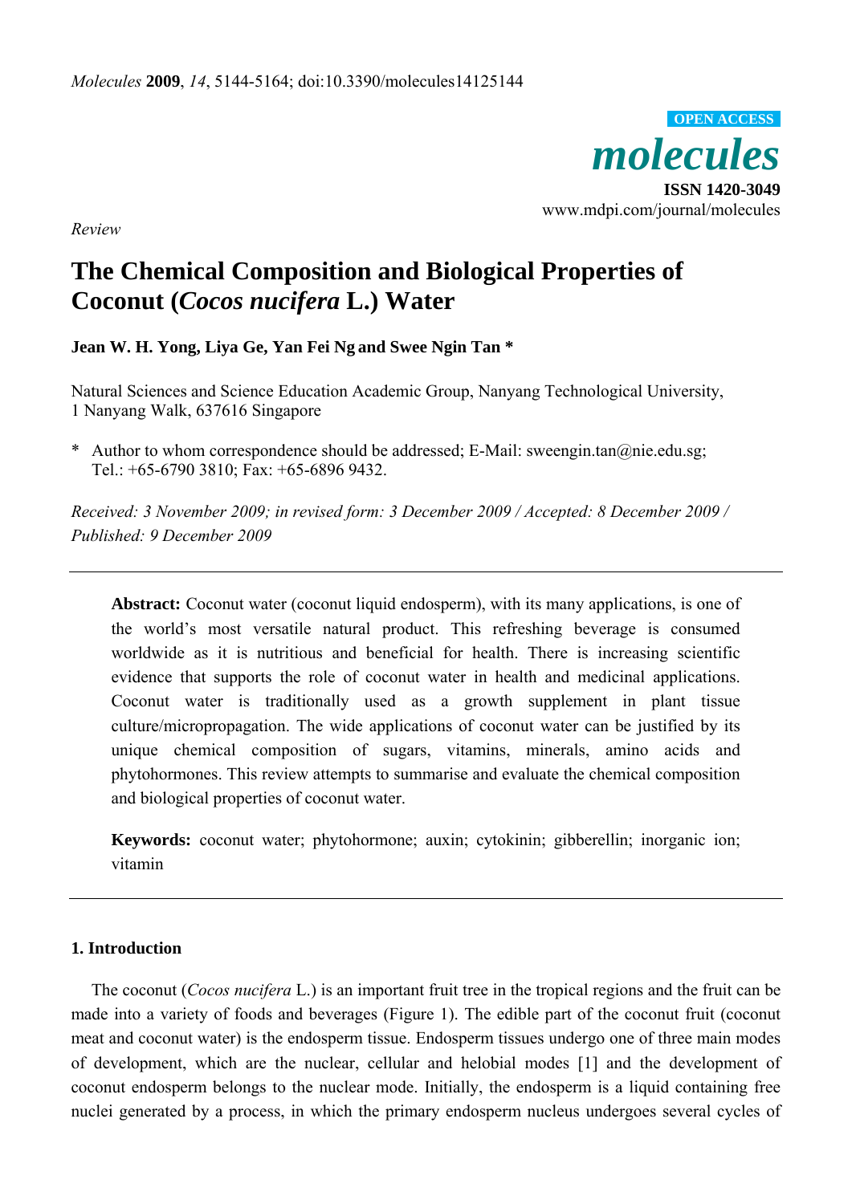*Review*

# The Chemical Composition and Biological Properties of Coconut (*Cocos nucifera* L.) Water

**Jean W. H. Yong, Liya Ge, Yan Fei Ng and Swee Ngin Tan ***

Natural Sciences and Science Education Academic Group, Nanyang Technological University, 1 Nanyang Walk, 637616 Singapore

\* Author to whom correspondence should be addressed; E-Mail: sweengin.tan@nie.edu.sg; Tel.: +65-6790 3810; Fax: +65-6896 9432.

*Received: 3 November 2009; in revised form: 3 December 2009 / Accepted: 8 December 2009 / Published: 9 December 2009*

---

**Abstract:** Coconut water (coconut liquid endosperm), with its many applications, is one of the world's most versatile natural product. This refreshing beverage is consumed worldwide as it is nutritious and beneficial for health. There is increasing scientific evidence that supports the role of coconut water in health and medicinal applications. Coconut water is traditionally used as a growth supplement in plant tissue culture/micropropagation. The wide applications of coconut water can be justified by its unique chemical composition of sugars, vitamins, minerals, amino acids and phytohormones. This review attempts to summarise and evaluate the chemical composition and biological properties of coconut water.

**Keywords:** coconut water; phytohormone; auxin; cytokinin; gibberellin; inorganic ion; vitamin

---

## 1. Introduction

The coconut (*Cocos nucifera* L.) is an important fruit tree in the tropical regions and the fruit can be made into a variety of foods and beverages (Figure 1). The edible part of the coconut fruit (coconut meat and coconut water) is the endosperm tissue. Endosperm tissues undergo one of three main modes of development, which are the nuclear, cellular and helobial modes [1] and the development of coconut endosperm belongs to the nuclear mode. Initially, the endosperm is a liquid containing free nuclei generated by a process, in which the primary endosperm nucleus undergoes several cycles of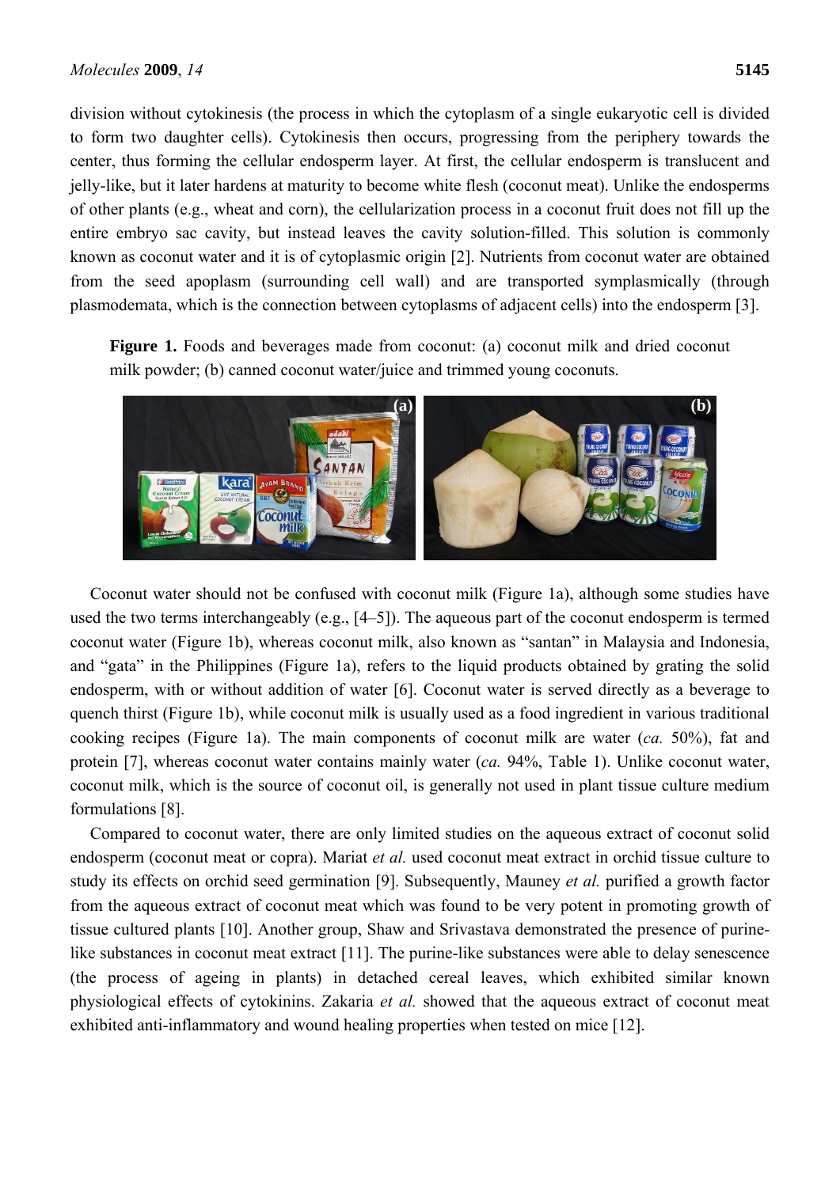division without cytokinesis (the process in which the cytoplasm of a single eukaryotic cell is divided to form two daughter cells). Cytokinesis then occurs, progressing from the periphery towards the center, thus forming the cellular endosperm layer. At first, the cellular endosperm is translucent and jelly-like, but it later hardens at maturity to become white flesh (coconut meat). Unlike the endosperms of other plants (e.g., wheat and corn), the cellularization process in a coconut fruit does not fill up the entire embryo sac cavity, but instead leaves the cavity solution-filled. This solution is commonly known as coconut water and it is of cytoplasmic origin [2]. Nutrients from coconut water are obtained from the seed apoplasm (surrounding cell wall) and are transported symplasmically (through plasmodemata, which is the connection between cytoplasms of adjacent cells) into the endosperm [3].

**Figure 1.** Foods and beverages made from coconut: (a) coconut milk and dried coconut milk powder; (b) canned coconut water/juice and trimmed young coconuts.

Coconut water should not be confused with coconut milk (Figure 1a), although some studies have used the two terms interchangeably (e.g., [4–5]). The aqueous part of the coconut endosperm is termed coconut water (Figure 1b), whereas coconut milk, also known as "santan" in Malaysia and Indonesia, and "gata" in the Philippines (Figure 1a), refers to the liquid products obtained by grating the solid endosperm, with or without addition of water [6]. Coconut water is served directly as a beverage to quench thirst (Figure 1b), while coconut milk is usually used as a food ingredient in various traditional cooking recipes (Figure 1a). The main components of coconut milk are water (*ca.* 50%), fat and protein [7], whereas coconut water contains mainly water (*ca.* 94%, Table 1). Unlike coconut water, coconut milk, which is the source of coconut oil, is generally not used in plant tissue culture medium formulations [8].

Compared to coconut water, there are only limited studies on the aqueous extract of coconut solid endosperm (coconut meat or copra). Mariat *et al.* used coconut meat extract in orchid tissue culture to study its effects on orchid seed germination [9]. Subsequently, Mauney *et al.* purified a growth factor from the aqueous extract of coconut meat which was found to be very potent in promoting growth of tissue cultured plants [10]. Another group, Shaw and Srivastava demonstrated the presence of purine-like substances in coconut meat extract [11]. The purine-like substances were able to delay senescence (the process of ageing in plants) in detached cereal leaves, which exhibited similar known physiological effects of cytokinins. Zakaria *et al.* showed that the aqueous extract of coconut meat exhibited anti-inflammatory and wound healing properties when tested on mice [12].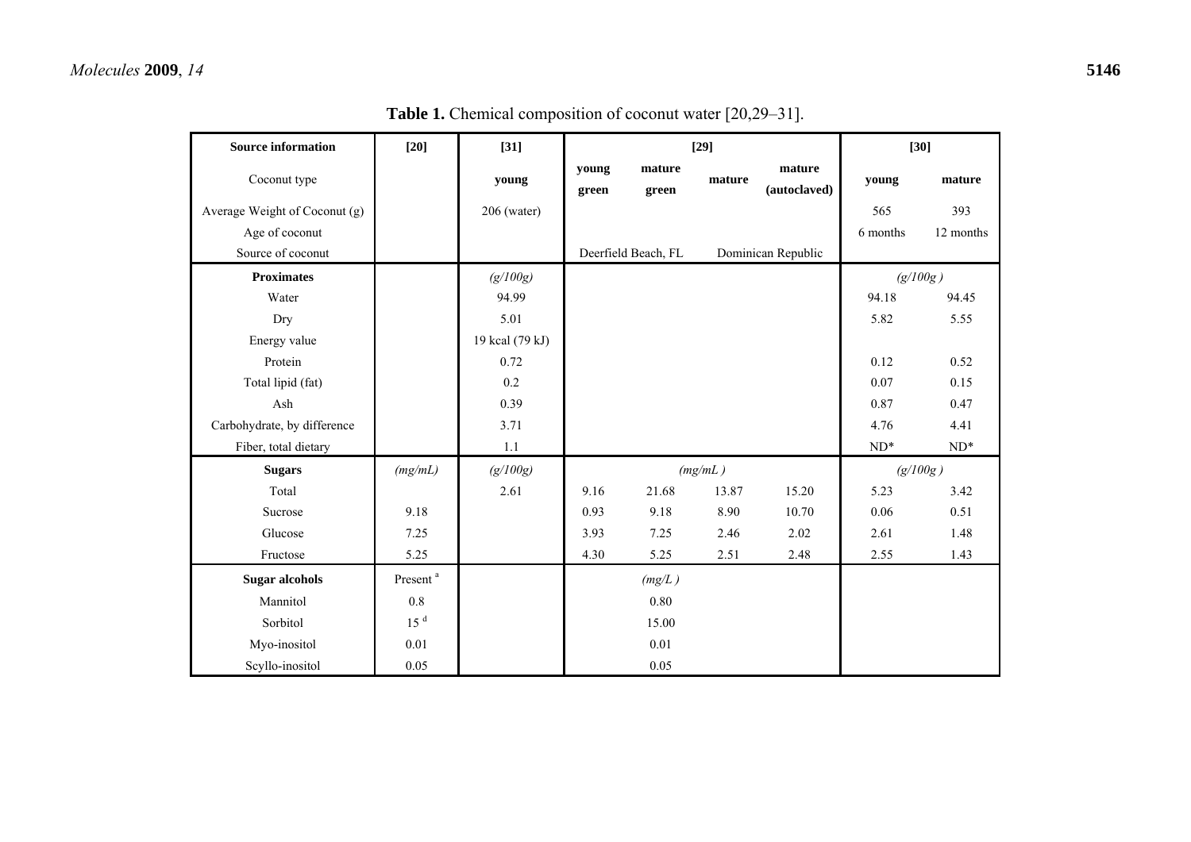**Table 1.** Chemical composition of coconut water [20,29–31].

| Source information | [20] | [31] | [29] | | | | [30] | |
|---|---|---|---|---|---|---|---|---|
| Coconut type | | **young** | **young green** | **mature green** | **mature** | **mature (autoclaved)** | **young** | **mature** |
| Average Weight of Coconut (g) | | 206 (water) | | | | | 565 | 393 |
| Age of coconut | | | | | | | 6 months | 12 months |
| Source of coconut | | | Deerfield Beach, FL | | Dominican Republic | | | |
| **Proximates** | | *(g/100g)* | | | | | *(g/100g )* | |
| Water | | 94.99 | | | | | 94.18 | 94.45 |
| Dry | | 5.01 | | | | | 5.82 | 5.55 |
| Energy value | | 19 kcal (79 kJ) | | | | | | |
| Protein | | 0.72 | | | | | 0.12 | 0.52 |
| Total lipid (fat) | | 0.2 | | | | | 0.07 | 0.15 |
| Ash | | 0.39 | | | | | 0.87 | 0.47 |
| Carbohydrate, by difference | | 3.71 | | | | | 4.76 | 4.41 |
| Fiber, total dietary | | 1.1 | | | | | ND* | ND* |
| **Sugars** | *(mg/mL)* | *(g/100g)* | *(mg/mL )* | | | | *(g/100g )* | |
| Total | | 2.61 | 9.16 | 21.68 | 13.87 | 15.20 | 5.23 | 3.42 |
| Sucrose | 9.18 | | 0.93 | 9.18 | 8.90 | 10.70 | 0.06 | 0.51 |
| Glucose | 7.25 | | 3.93 | 7.25 | 2.46 | 2.02 | 2.61 | 1.48 |
| Fructose | 5.25 | | 4.30 | 5.25 | 2.51 | 2.48 | 2.55 | 1.43 |
| **Sugar alcohols** | Present [a] | | | *(mg/L )* | | | | |
| Mannitol | 0.8 | | | 0.80 | | | | |
| Sorbitol | 15 [d] | | | 15.00 | | | | |
| Myo-inositol | 0.01 | | | 0.01 | | | | |
| Scyllo-inositol | 0.05 | | | 0.05 | | | | |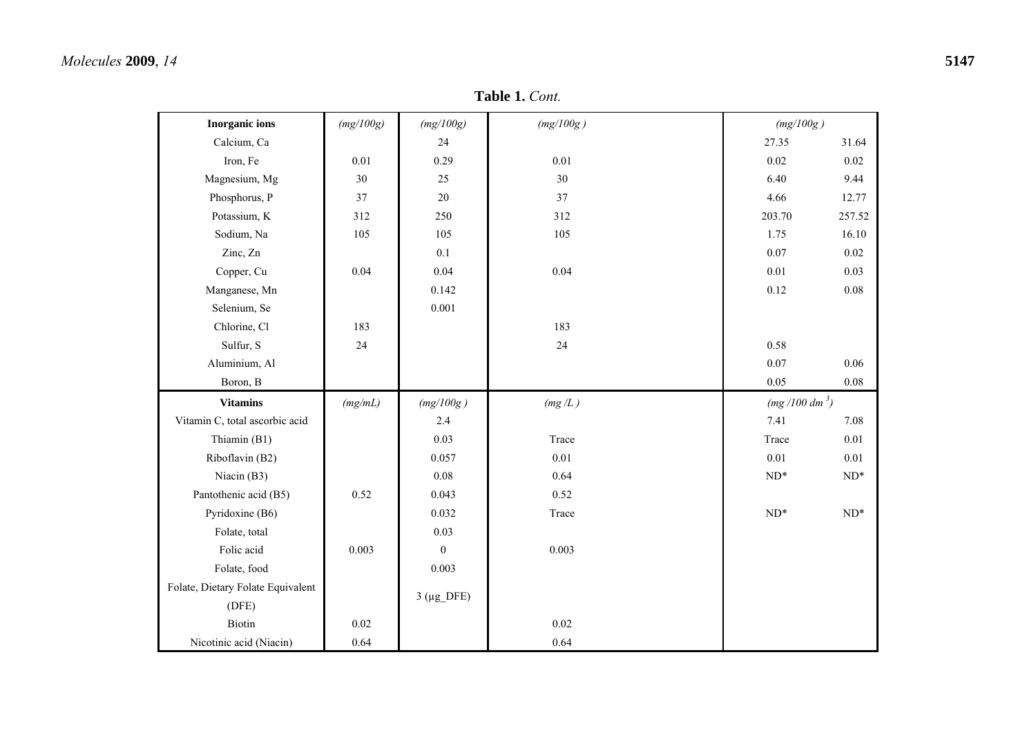**Table 1.** *Cont.*

| Inorganic ions | *(mg/100g)* | *(mg/100g)* | *(mg/100g )* | *(mg/100g )* | |
|---|---|---|---|---|---|
| Calcium, Ca | | 24 | | 27.35 | 31.64 |
| Iron, Fe | 0.01 | 0.29 | 0.01 | 0.02 | 0.02 |
| Magnesium, Mg | 30 | 25 | 30 | 6.40 | 9.44 |
| Phosphorus, P | 37 | 20 | 37 | 4.66 | 12.77 |
| Potassium, K | 312 | 250 | 312 | 203.70 | 257.52 |
| Sodium, Na | 105 | 105 | 105 | 1.75 | 16.10 |
| Zinc, Zn | | 0.1 | | 0.07 | 0.02 |
| Copper, Cu | 0.04 | 0.04 | 0.04 | 0.01 | 0.03 |
| Manganese, Mn | | 0.142 | | 0.12 | 0.08 |
| Selenium, Se | | 0.001 | | | |
| Chlorine, Cl | 183 | | 183 | | |
| Sulfur, S | 24 | | 24 | 0.58 | |
| Aluminium, Al | | | | 0.07 | 0.06 |
| Boron, B | | | | 0.05 | 0.08 |
| **Vitamins** | *(mg/mL)* | *(mg/100g )* | *(mg /L )* | *(mg /100 $dm^3$)* | |
| Vitamin C, total ascorbic acid | | 2.4 | | 7.41 | 7.08 |
| Thiamin (B1) | | 0.03 | Trace | Trace | 0.01 |
| Riboflavin (B2) | | 0.057 | 0.01 | 0.01 | 0.01 |
| Niacin (B3) | | 0.08 | 0.64 | ND* | ND* |
| Pantothenic acid (B5) | 0.52 | 0.043 | 0.52 | | |
| Pyridoxine (B6) | | 0.032 | Trace | ND* | ND* |
| Folate, total | | 0.03 | | | |
| Folic acid | 0.003 | 0 | 0.003 | | |
| Folate, food | | 0.003 | | | |
| Folate, Dietary Folate Equivalent (DFE) | | 3 (µg_DFE) | | | |
| Biotin | 0.02 | | 0.02 | | |
| Nicotinic acid (Niacin) | 0.64 | | 0.64 | | |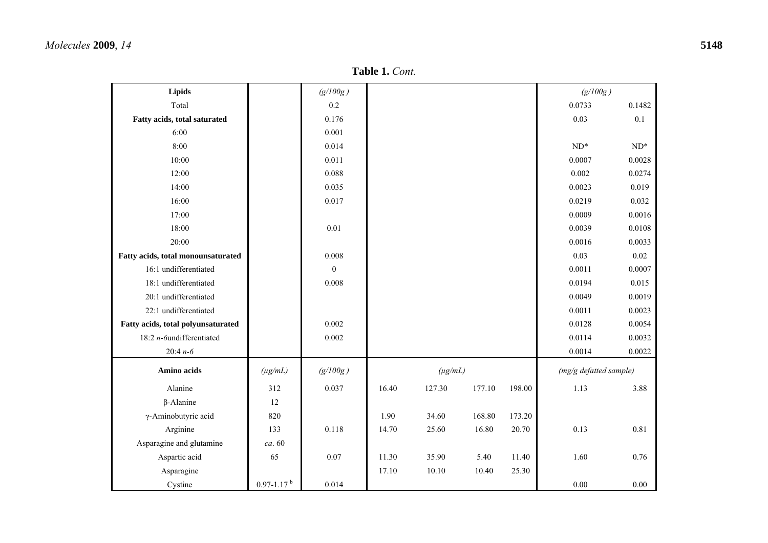**Table 1.** *Cont.*

| **Lipids** | | *(g/100g)* | | | | | *(g/100g)* | |
|---|---|---|---|---|---|---|---|---|
| Total | | 0.2 | | | | | 0.0733 | 0.1482 |
| **Fatty acids, total saturated** | | 0.176 | | | | | 0.03 | 0.1 |
| 6:00 | | 0.001 | | | | | | |
| 8:00 | | 0.014 | | | | | ND* | ND* |
| 10:00 | | 0.011 | | | | | 0.0007 | 0.0028 |
| 12:00 | | 0.088 | | | | | 0.002 | 0.0274 |
| 14:00 | | 0.035 | | | | | 0.0023 | 0.019 |
| 16:00 | | 0.017 | | | | | 0.0219 | 0.032 |
| 17:00 | | | | | | | 0.0009 | 0.0016 |
| 18:00 | | 0.01 | | | | | 0.0039 | 0.0108 |
| 20:00 | | | | | | | 0.0016 | 0.0033 |
| **Fatty acids, total monounsaturated** | | 0.008 | | | | | 0.03 | 0.02 |
| 16:1 undifferentiated | | 0 | | | | | 0.0011 | 0.0007 |
| 18:1 undifferentiated | | 0.008 | | | | | 0.0194 | 0.015 |
| 20:1 undifferentiated | | | | | | | 0.0049 | 0.0019 |
| 22:1 undifferentiated | | | | | | | 0.0011 | 0.0023 |
| **Fatty acids, total polyunsaturated** | | 0.002 | | | | | 0.0128 | 0.0054 |
| 18:2 *n-6*undifferentiated | | 0.002 | | | | | 0.0114 | 0.0032 |
| 20:4 *n-6* | | | | | | | 0.0014 | 0.0022 |
| **Amino acids** | *(μg/mL)* | *(g/100g)* | *(μg/mL)* | | | | *(mg/g defatted sample)* | |
| Alanine | 312 | 0.037 | 16.40 | 127.30 | 177.10 | 198.00 | 1.13 | 3.88 |
| β-Alanine | 12 | | | | | | | |
| γ-Aminobutyric acid | 820 | | 1.90 | 34.60 | 168.80 | 173.20 | | |
| Arginine | 133 | 0.118 | 14.70 | 25.60 | 16.80 | 20.70 | 0.13 | 0.81 |
| Asparagine and glutamine | *ca.* 60 | | | | | | | |
| Aspartic acid | 65 | 0.07 | 11.30 | 35.90 | 5.40 | 11.40 | 1.60 | 0.76 |
| Asparagine | | | 17.10 | 10.10 | 10.40 | 25.30 | | |
| Cystine | 0.97-1.17 [b] | 0.014 | | | | | 0.00 | 0.00 |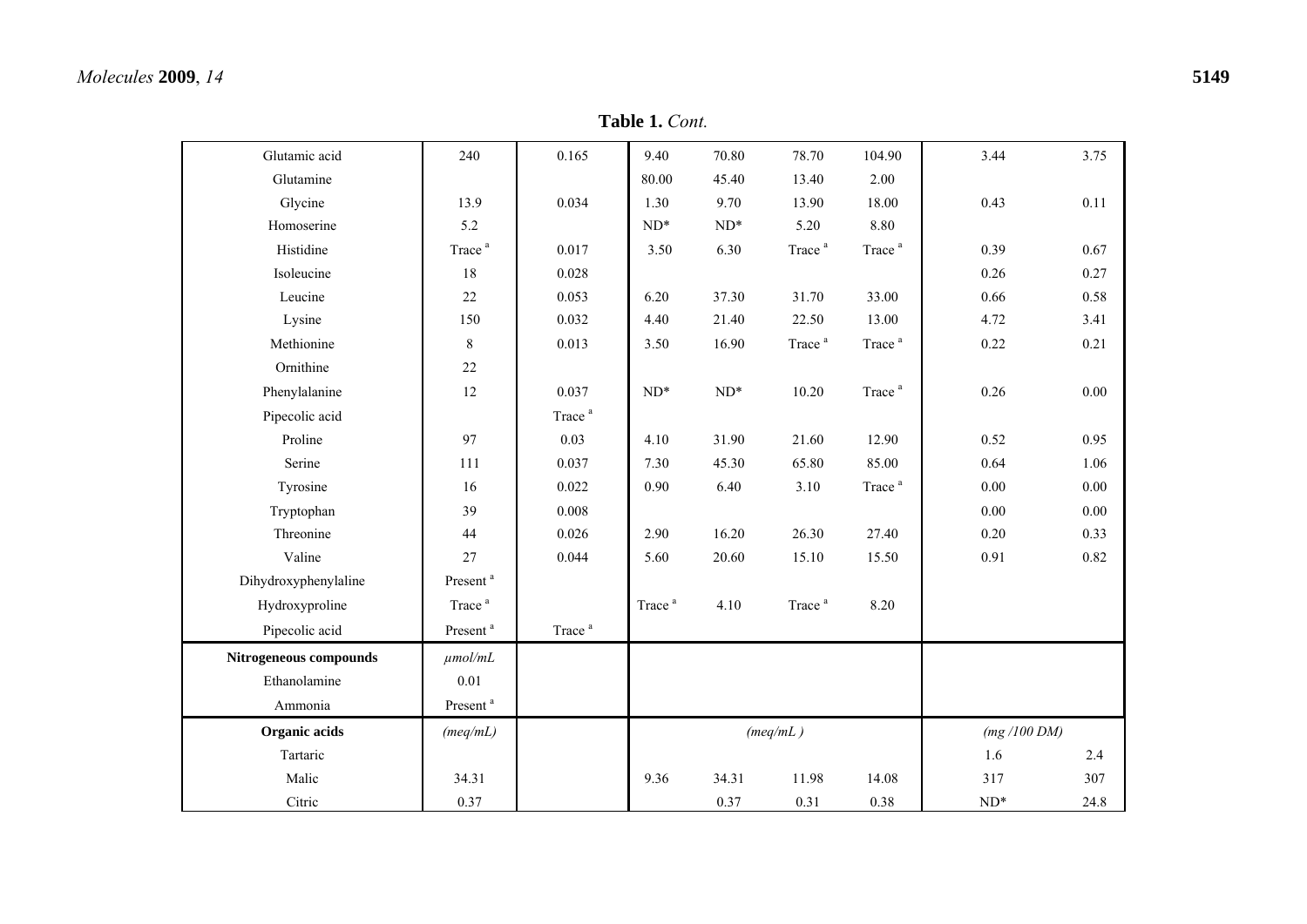**Table 1.** *Cont.*

| | | | | | | | | |
|---|---|---|---|---|---|---|---|---|
| Glutamic acid | 240 | 0.165 | 9.40 | 70.80 | 78.70 | 104.90 | 3.44 | 3.75 |
| Glutamine | | | 80.00 | 45.40 | 13.40 | 2.00 | | |
| Glycine | 13.9 | 0.034 | 1.30 | 9.70 | 13.90 | 18.00 | 0.43 | 0.11 |
| Homoserine | 5.2 | | ND* | ND* | 5.20 | 8.80 | | |
| Histidine | Trace [a] | 0.017 | 3.50 | 6.30 | Trace [a] | Trace [a] | 0.39 | 0.67 |
| Isoleucine | 18 | 0.028 | | | | | 0.26 | 0.27 |
| Leucine | 22 | 0.053 | 6.20 | 37.30 | 31.70 | 33.00 | 0.66 | 0.58 |
| Lysine | 150 | 0.032 | 4.40 | 21.40 | 22.50 | 13.00 | 4.72 | 3.41 |
| Methionine | 8 | 0.013 | 3.50 | 16.90 | Trace [a] | Trace [a] | 0.22 | 0.21 |
| Ornithine | 22 | | | | | | | |
| Phenylalanine | 12 | 0.037 | ND* | ND* | 10.20 | Trace [a] | 0.26 | 0.00 |
| Pipecolic acid | | Trace [a] | | | | | | |
| Proline | 97 | 0.03 | 4.10 | 31.90 | 21.60 | 12.90 | 0.52 | 0.95 |
| Serine | 111 | 0.037 | 7.30 | 45.30 | 65.80 | 85.00 | 0.64 | 1.06 |
| Tyrosine | 16 | 0.022 | 0.90 | 6.40 | 3.10 | Trace [a] | 0.00 | 0.00 |
| Tryptophan | 39 | 0.008 | | | | | 0.00 | 0.00 |
| Threonine | 44 | 0.026 | 2.90 | 16.20 | 26.30 | 27.40 | 0.20 | 0.33 |
| Valine | 27 | 0.044 | 5.60 | 20.60 | 15.10 | 15.50 | 0.91 | 0.82 |
| Dihydroxyphenylaline | Present [a] | | | | | | | |
| Hydroxyproline | Trace [a] | | Trace [a] | 4.10 | Trace [a] | 8.20 | | |
| Pipecolic acid | Present [a] | Trace [a] | | | | | | |
| **Nitrogeneous compounds** | *µmol/mL* | | | | | | | |
| Ethanolamine | 0.01 | | | | | | | |
| Ammonia | Present [a] | | | | | | | |
| **Organic acids** | *(meq/mL)* | | | | *(meq/mL )* | | *(mg /100 DM)* | |
| Tartaric | | | | | | | 1.6 | 2.4 |
| Malic | 34.31 | | 9.36 | 34.31 | 11.98 | 14.08 | 317 | 307 |
| Citric | 0.37 | | | 0.37 | 0.31 | 0.38 | ND* | 24.8 |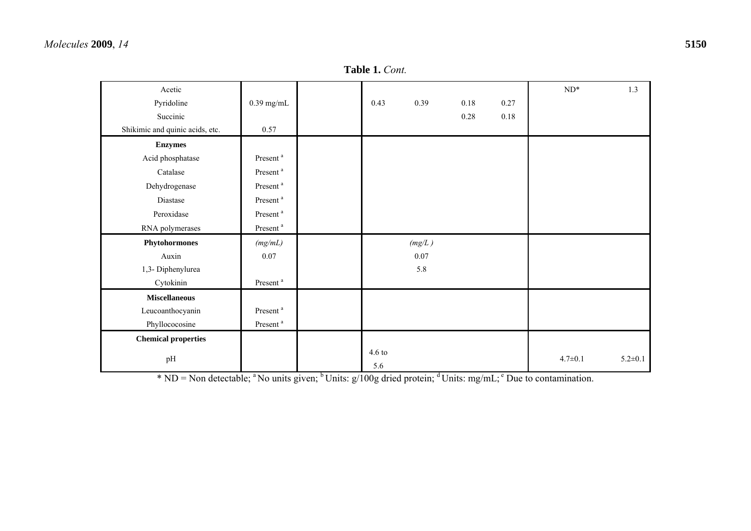**Table 1.** *Cont.*

| | | | | | | | | |
|---|---|---|---|---|---|---|---|---|
| Acetic | | | | | | | ND* | 1.3 |
| Pyridoline | 0.39 mg/mL | | 0.43 | 0.39 | 0.18 | 0.27 | | |
| Succinic | | | | | 0.28 | 0.18 | | |
| Shikimic and quinic acids, etc. | 0.57 | | | | | | | |
| **Enzymes** | | | | | | | | |
| Acid phosphatase | Present [a] | | | | | | | |
| Catalase | Present [a] | | | | | | | |
| Dehydrogenase | Present [a] | | | | | | | |
| Diastase | Present [a] | | | | | | | |
| Peroxidase | Present [a] | | | | | | | |
| RNA polymerases | Present [a] | | | | | | | |
| **Phytohormones** | *(mg/mL)* | | | *(mg/L )* | | | | |
| Auxin | 0.07 | | | 0.07 | | | | |
| 1,3- Diphenylurea | | | | 5.8 | | | | |
| Cytokinin | Present [a] | | | | | | | |
| **Miscellaneous** | | | | | | | | |
| Leucoanthocyanin | Present [a] | | | | | | | |
| Phyllococosine | Present [a] | | | | | | | |
| **Chemical properties** | | | | | | | | |
| pH | | | 4.6 to 5.6 | | | | 4.7±0.1 | 5.2±0.1 |

\* ND = Non detectable; [a] No units given; [b] Units: g/100g dried protein; [d] Units: mg/mL; [e] Due to contamination.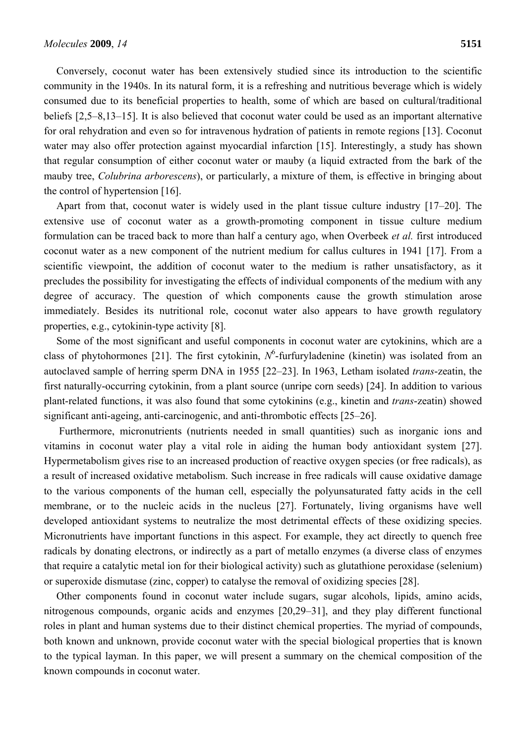Conversely, coconut water has been extensively studied since its introduction to the scientific community in the 1940s. In its natural form, it is a refreshing and nutritious beverage which is widely consumed due to its beneficial properties to health, some of which are based on cultural/traditional beliefs [2,5–8,13–15]. It is also believed that coconut water could be used as an important alternative for oral rehydration and even so for intravenous hydration of patients in remote regions [13]. Coconut water may also offer protection against myocardial infarction [15]. Interestingly, a study has shown that regular consumption of either coconut water or mauby (a liquid extracted from the bark of the mauby tree, *Colubrina arborescens*), or particularly, a mixture of them, is effective in bringing about the control of hypertension [16].

Apart from that, coconut water is widely used in the plant tissue culture industry [17–20]. The extensive use of coconut water as a growth-promoting component in tissue culture medium formulation can be traced back to more than half a century ago, when Overbeek *et al.* first introduced coconut water as a new component of the nutrient medium for callus cultures in 1941 [17]. From a scientific viewpoint, the addition of coconut water to the medium is rather unsatisfactory, as it precludes the possibility for investigating the effects of individual components of the medium with any degree of accuracy. The question of which components cause the growth stimulation arose immediately. Besides its nutritional role, coconut water also appears to have growth regulatory properties, e.g., cytokinin-type activity [8].

Some of the most significant and useful components in coconut water are cytokinins, which are a class of phytohormones [21]. The first cytokinin, $N^6$-furfuryladenine (kinetin) was isolated from an autoclaved sample of herring sperm DNA in 1955 [22–23]. In 1963, Letham isolated *trans*-zeatin, the first naturally-occurring cytokinin, from a plant source (unripe corn seeds) [24]. In addition to various plant-related functions, it was also found that some cytokinins (e.g., kinetin and *trans*-zeatin) showed significant anti-ageing, anti-carcinogenic, and anti-thrombotic effects [25–26].

Furthermore, micronutrients (nutrients needed in small quantities) such as inorganic ions and vitamins in coconut water play a vital role in aiding the human body antioxidant system [27]. Hypermetabolism gives rise to an increased production of reactive oxygen species (or free radicals), as a result of increased oxidative metabolism. Such increase in free radicals will cause oxidative damage to the various components of the human cell, especially the polyunsaturated fatty acids in the cell membrane, or to the nucleic acids in the nucleus [27]. Fortunately, living organisms have well developed antioxidant systems to neutralize the most detrimental effects of these oxidizing species. Micronutrients have important functions in this aspect. For example, they act directly to quench free radicals by donating electrons, or indirectly as a part of metallo enzymes (a diverse class of enzymes that require a catalytic metal ion for their biological activity) such as glutathione peroxidase (selenium) or superoxide dismutase (zinc, copper) to catalyse the removal of oxidizing species [28].

Other components found in coconut water include sugars, sugar alcohols, lipids, amino acids, nitrogenous compounds, organic acids and enzymes [20,29–31], and they play different functional roles in plant and human systems due to their distinct chemical properties. The myriad of compounds, both known and unknown, provide coconut water with the special biological properties that is known to the typical layman. In this paper, we will present a summary on the chemical composition of the known compounds in coconut water.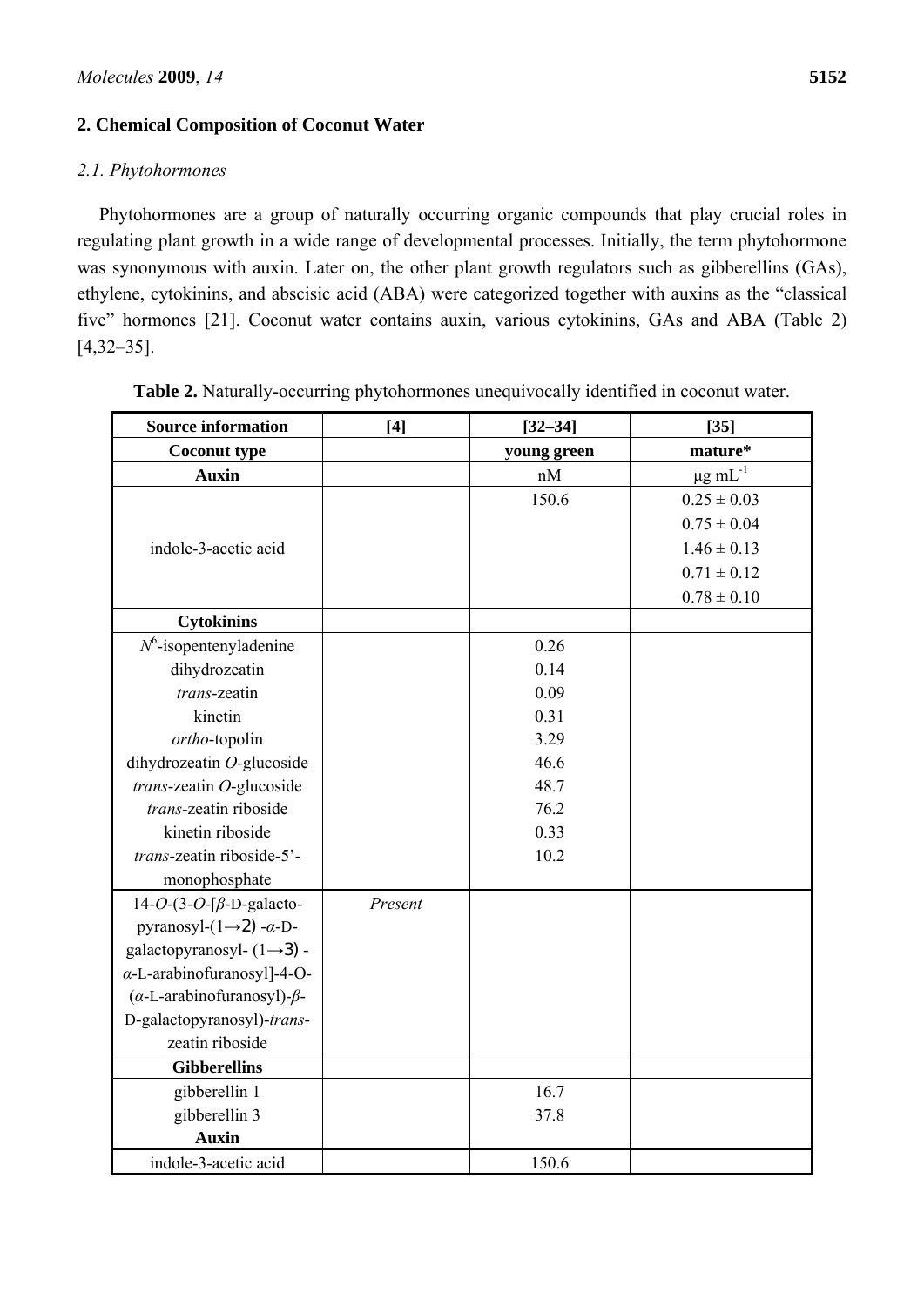## 2. Chemical Composition of Coconut Water

### 2.1. Phytohormones

Phytohormones are a group of naturally occurring organic compounds that play crucial roles in regulating plant growth in a wide range of developmental processes. Initially, the term phytohormone was synonymous with auxin. Later on, the other plant growth regulators such as gibberellins (GAs), ethylene, cytokinins, and abscisic acid (ABA) were categorized together with auxins as the "classical five" hormones [21]. Coconut water contains auxin, various cytokinins, GAs and ABA (Table 2) [4,32–35].

**Table 2.** Naturally-occurring phytohormones unequivocally identified in coconut water.

| Source information | [4] | [32–34] | [35] |
|---|---|---|---|
| **Coconut type** | | **young green** | **mature*** |
| **Auxin** | | nM | μg $mL^{-1}$ |
| indole-3-acetic acid | | 150.6 | 0.25 ± 0.03<br>0.75 ± 0.04<br>1.46 ± 0.13<br>0.71 ± 0.12<br>0.78 ± 0.10 |
| **Cytokinins** | | | |
| $N^6$-isopentenyladenine | | 0.26 | |
| dihydrozeatin | | 0.14 | |
| *trans*-zeatin | | 0.09 | |
| kinetin | | 0.31 | |
| *ortho*-topolin | | 3.29 | |
| dihydrozeatin *O*-glucoside | | 46.6 | |
| *trans*-zeatin *O*-glucoside | | 48.7 | |
| *trans*-zeatin riboside | | 76.2 | |
| kinetin riboside | | 0.33 | |
| *trans*-zeatin riboside-5'-monophosphate | | 10.2 | |
| 14-*O*-(3-*O*-[*β*-D-galactopyranosyl-(1→2) -*α*-D-galactopyranosyl- (1→3) -*α*-L-arabinofuranosyl]-4-O-(*α*-L-arabinofuranosyl)-*β*-D-galactopyranosyl)-*trans*-zeatin riboside | *Present* | | |
| **Gibberellins** | | | |
| gibberellin 1 | | 16.7 | |
| gibberellin 3 | | 37.8 | |
| **Auxin** | | | |
| indole-3-acetic acid | | 150.6 | |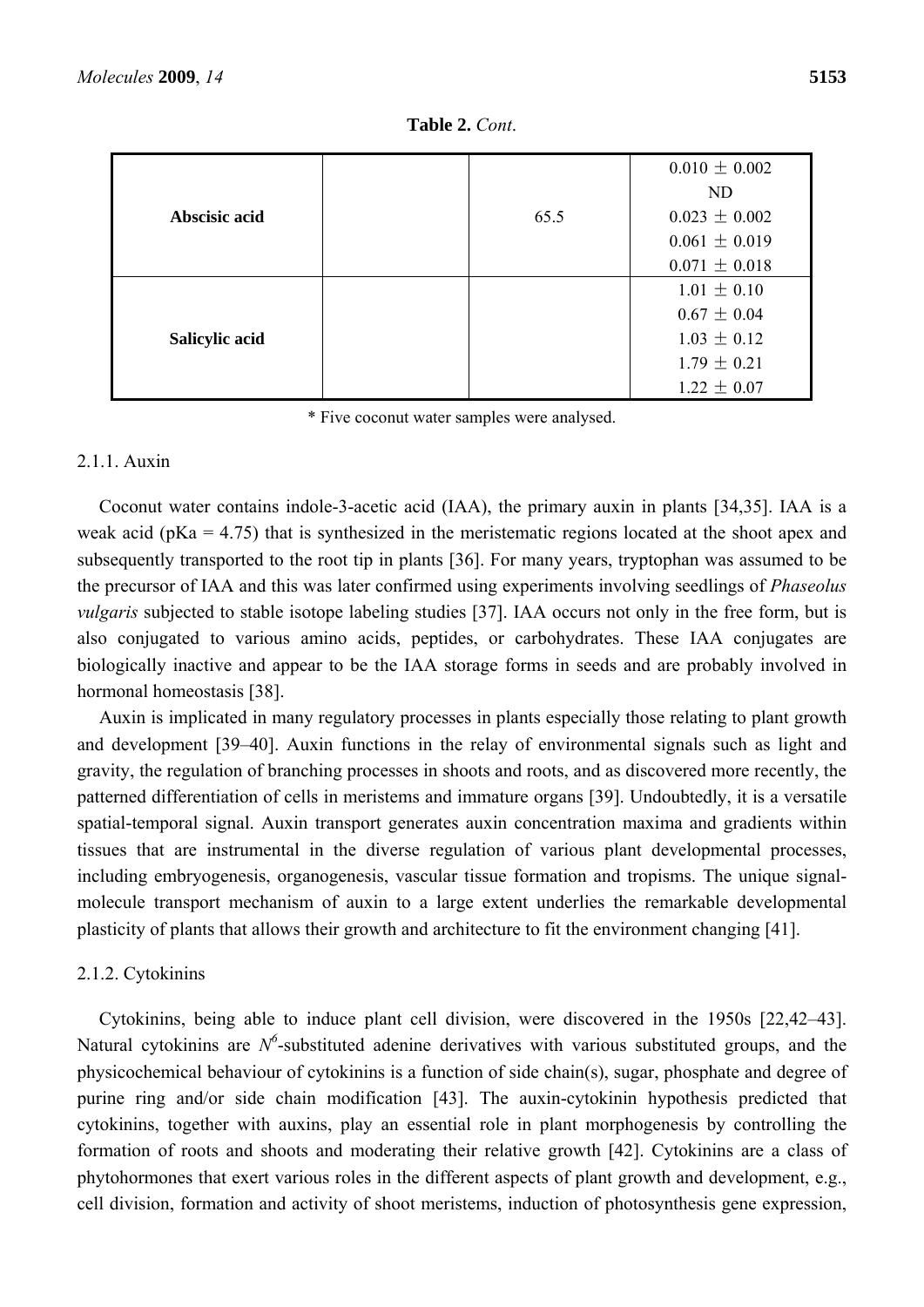**Table 2.** *Cont*.

| | | | |
|---|---|---|---|
| **Abscisic acid** | | 65.5 | 0.010 ± 0.002<br>ND<br>0.023 ± 0.002<br>0.061 ± 0.019<br>0.071 ± 0.018 |
| **Salicylic acid** | | | 1.01 ± 0.10<br>0.67 ± 0.04<br>1.03 ± 0.12<br>1.79 ± 0.21<br>1.22 ± 0.07 |

\* Five coconut water samples were analysed.

#### 2.1.1. Auxin

Coconut water contains indole-3-acetic acid (IAA), the primary auxin in plants [34,35]. IAA is a weak acid (pKa = 4.75) that is synthesized in the meristematic regions located at the shoot apex and subsequently transported to the root tip in plants [36]. For many years, tryptophan was assumed to be the precursor of IAA and this was later confirmed using experiments involving seedlings of *Phaseolus vulgaris* subjected to stable isotope labeling studies [37]. IAA occurs not only in the free form, but is also conjugated to various amino acids, peptides, or carbohydrates. These IAA conjugates are biologically inactive and appear to be the IAA storage forms in seeds and are probably involved in hormonal homeostasis [38].

Auxin is implicated in many regulatory processes in plants especially those relating to plant growth and development [39–40]. Auxin functions in the relay of environmental signals such as light and gravity, the regulation of branching processes in shoots and roots, and as discovered more recently, the patterned differentiation of cells in meristems and immature organs [39]. Undoubtedly, it is a versatile spatial-temporal signal. Auxin transport generates auxin concentration maxima and gradients within tissues that are instrumental in the diverse regulation of various plant developmental processes, including embryogenesis, organogenesis, vascular tissue formation and tropisms. The unique signal-molecule transport mechanism of auxin to a large extent underlies the remarkable developmental plasticity of plants that allows their growth and architecture to fit the environment changing [41].

#### 2.1.2. Cytokinins

Cytokinins, being able to induce plant cell division, were discovered in the 1950s [22,42–43]. Natural cytokinins are $N^6$-substituted adenine derivatives with various substituted groups, and the physicochemical behaviour of cytokinins is a function of side chain(s), sugar, phosphate and degree of purine ring and/or side chain modification [43]. The auxin-cytokinin hypothesis predicted that cytokinins, together with auxins, play an essential role in plant morphogenesis by controlling the formation of roots and shoots and moderating their relative growth [42]. Cytokinins are a class of phytohormones that exert various roles in the different aspects of plant growth and development, e.g., cell division, formation and activity of shoot meristems, induction of photosynthesis gene expression,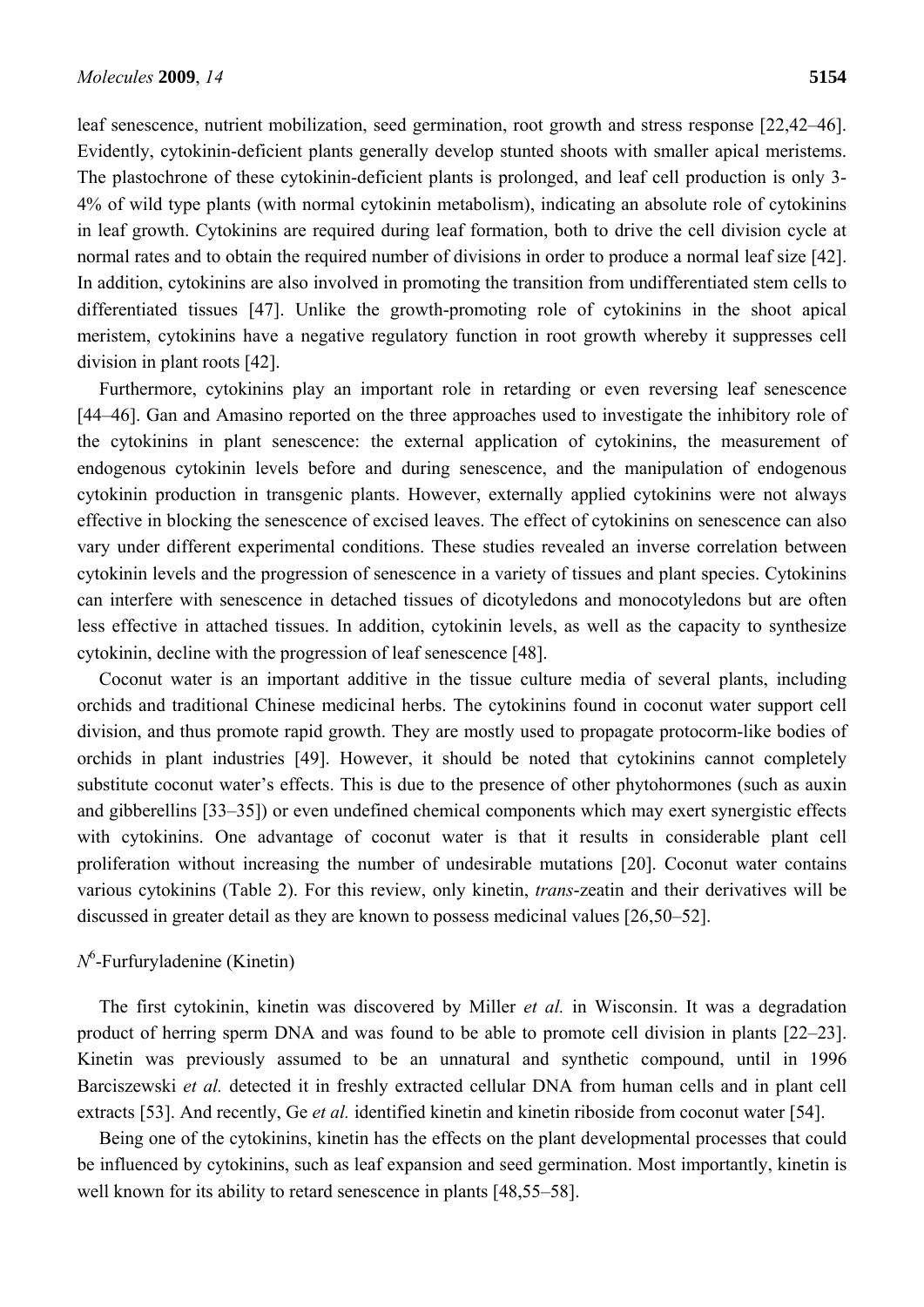leaf senescence, nutrient mobilization, seed germination, root growth and stress response [22,42–46]. Evidently, cytokinin-deficient plants generally develop stunted shoots with smaller apical meristems. The plastochrone of these cytokinin-deficient plants is prolonged, and leaf cell production is only 3-4% of wild type plants (with normal cytokinin metabolism), indicating an absolute role of cytokinins in leaf growth. Cytokinins are required during leaf formation, both to drive the cell division cycle at normal rates and to obtain the required number of divisions in order to produce a normal leaf size [42]. In addition, cytokinins are also involved in promoting the transition from undifferentiated stem cells to differentiated tissues [47]. Unlike the growth-promoting role of cytokinins in the shoot apical meristem, cytokinins have a negative regulatory function in root growth whereby it suppresses cell division in plant roots [42].

Furthermore, cytokinins play an important role in retarding or even reversing leaf senescence [44–46]. Gan and Amasino reported on the three approaches used to investigate the inhibitory role of the cytokinins in plant senescence: the external application of cytokinins, the measurement of endogenous cytokinin levels before and during senescence, and the manipulation of endogenous cytokinin production in transgenic plants. However, externally applied cytokinins were not always effective in blocking the senescence of excised leaves. The effect of cytokinins on senescence can also vary under different experimental conditions. These studies revealed an inverse correlation between cytokinin levels and the progression of senescence in a variety of tissues and plant species. Cytokinins can interfere with senescence in detached tissues of dicotyledons and monocotyledons but are often less effective in attached tissues. In addition, cytokinin levels, as well as the capacity to synthesize cytokinin, decline with the progression of leaf senescence [48].

Coconut water is an important additive in the tissue culture media of several plants, including orchids and traditional Chinese medicinal herbs. The cytokinins found in coconut water support cell division, and thus promote rapid growth. They are mostly used to propagate protocorm-like bodies of orchids in plant industries [49]. However, it should be noted that cytokinins cannot completely substitute coconut water's effects. This is due to the presence of other phytohormones (such as auxin and gibberellins [33–35]) or even undefined chemical components which may exert synergistic effects with cytokinins. One advantage of coconut water is that it results in considerable plant cell proliferation without increasing the number of undesirable mutations [20]. Coconut water contains various cytokinins (Table 2). For this review, only kinetin, *trans*-zeatin and their derivatives will be discussed in greater detail as they are known to possess medicinal values [26,50–52].

### $N^6$-Furfuryladenine (Kinetin)

The first cytokinin, kinetin was discovered by Miller *et al.* in Wisconsin. It was a degradation product of herring sperm DNA and was found to be able to promote cell division in plants [22–23]. Kinetin was previously assumed to be an unnatural and synthetic compound, until in 1996 Barciszewski *et al.* detected it in freshly extracted cellular DNA from human cells and in plant cell extracts [53]. And recently, Ge *et al.* identified kinetin and kinetin riboside from coconut water [54].

Being one of the cytokinins, kinetin has the effects on the plant developmental processes that could be influenced by cytokinins, such as leaf expansion and seed germination. Most importantly, kinetin is well known for its ability to retard senescence in plants [48,55–58].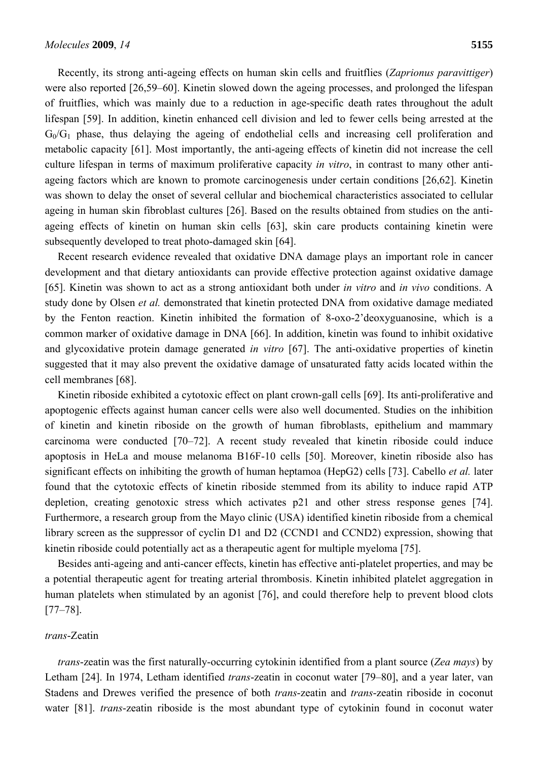Recently, its strong anti-ageing effects on human skin cells and fruitflies (*Zaprionus paravittiger*) were also reported [26,59–60]. Kinetin slowed down the ageing processes, and prolonged the lifespan of fruitflies, which was mainly due to a reduction in age-specific death rates throughout the adult lifespan [59]. In addition, kinetin enhanced cell division and led to fewer cells being arrested at the $G_0/G_1$ phase, thus delaying the ageing of endothelial cells and increasing cell proliferation and metabolic capacity [61]. Most importantly, the anti-ageing effects of kinetin did not increase the cell culture lifespan in terms of maximum proliferative capacity *in vitro*, in contrast to many other anti-ageing factors which are known to promote carcinogenesis under certain conditions [26,62]. Kinetin was shown to delay the onset of several cellular and biochemical characteristics associated to cellular ageing in human skin fibroblast cultures [26]. Based on the results obtained from studies on the anti-ageing effects of kinetin on human skin cells [63], skin care products containing kinetin were subsequently developed to treat photo-damaged skin [64].

Recent research evidence revealed that oxidative DNA damage plays an important role in cancer development and that dietary antioxidants can provide effective protection against oxidative damage [65]. Kinetin was shown to act as a strong antioxidant both under *in vitro* and *in vivo* conditions. A study done by Olsen *et al.* demonstrated that kinetin protected DNA from oxidative damage mediated by the Fenton reaction. Kinetin inhibited the formation of 8-oxo-2'deoxyguanosine, which is a common marker of oxidative damage in DNA [66]. In addition, kinetin was found to inhibit oxidative and glycoxidative protein damage generated *in vitro* [67]. The anti-oxidative properties of kinetin suggested that it may also prevent the oxidative damage of unsaturated fatty acids located within the cell membranes [68].

Kinetin riboside exhibited a cytotoxic effect on plant crown-gall cells [69]. Its anti-proliferative and apoptogenic effects against human cancer cells were also well documented. Studies on the inhibition of kinetin and kinetin riboside on the growth of human fibroblasts, epithelium and mammary carcinoma were conducted [70–72]. A recent study revealed that kinetin riboside could induce apoptosis in HeLa and mouse melanoma B16F-10 cells [50]. Moreover, kinetin riboside also has significant effects on inhibiting the growth of human heptamoa (HepG2) cells [73]. Cabello *et al.* later found that the cytotoxic effects of kinetin riboside stemmed from its ability to induce rapid ATP depletion, creating genotoxic stress which activates p21 and other stress response genes [74]. Furthermore, a research group from the Mayo clinic (USA) identified kinetin riboside from a chemical library screen as the suppressor of cyclin D1 and D2 (CCND1 and CCND2) expression, showing that kinetin riboside could potentially act as a therapeutic agent for multiple myeloma [75].

Besides anti-ageing and anti-cancer effects, kinetin has effective anti-platelet properties, and may be a potential therapeutic agent for treating arterial thrombosis. Kinetin inhibited platelet aggregation in human platelets when stimulated by an agonist [76], and could therefore help to prevent blood clots [77–78].

### *trans*-Zeatin

*trans*-zeatin was the first naturally-occurring cytokinin identified from a plant source (*Zea mays*) by Letham [24]. In 1974, Letham identified *trans*-zeatin in coconut water [79–80], and a year later, van Stadens and Drewes verified the presence of both *trans*-zeatin and *trans*-zeatin riboside in coconut water [81]. *trans*-zeatin riboside is the most abundant type of cytokinin found in coconut water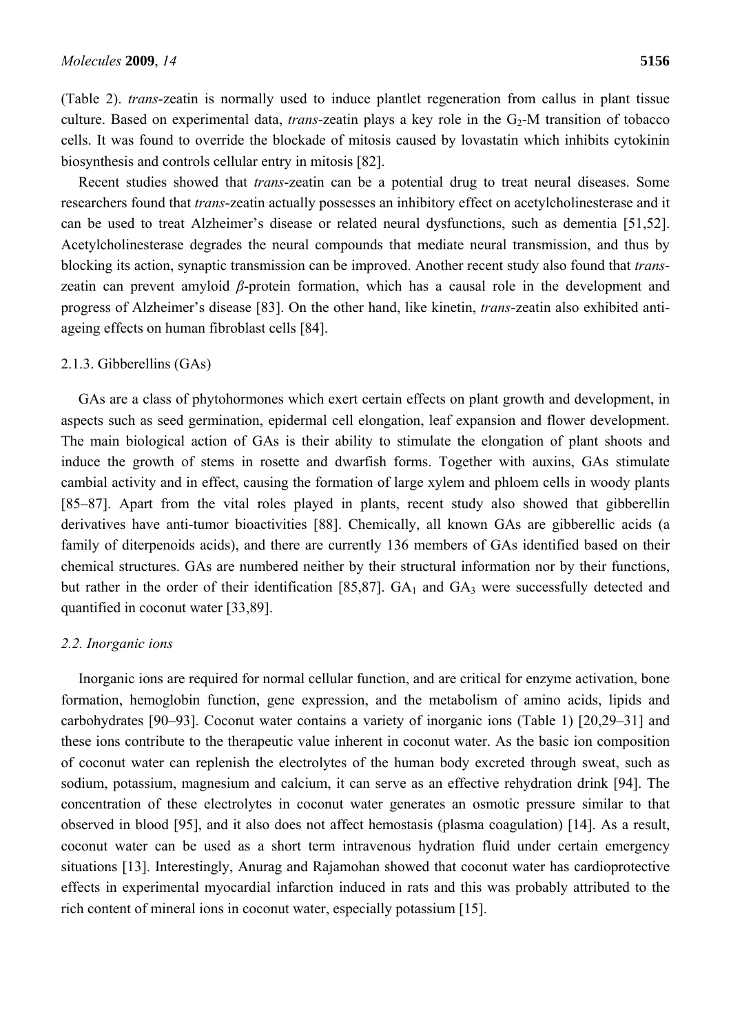(Table 2). *trans*-zeatin is normally used to induce plantlet regeneration from callus in plant tissue culture. Based on experimental data, *trans*-zeatin plays a key role in the $G_2$-M transition of tobacco cells. It was found to override the blockade of mitosis caused by lovastatin which inhibits cytokinin biosynthesis and controls cellular entry in mitosis [82].

Recent studies showed that *trans*-zeatin can be a potential drug to treat neural diseases. Some researchers found that *trans*-zeatin actually possesses an inhibitory effect on acetylcholinesterase and it can be used to treat Alzheimer's disease or related neural dysfunctions, such as dementia [51,52]. Acetylcholinesterase degrades the neural compounds that mediate neural transmission, and thus by blocking its action, synaptic transmission can be improved. Another recent study also found that *trans*-zeatin can prevent amyloid $\beta$-protein formation, which has a causal role in the development and progress of Alzheimer's disease [83]. On the other hand, like kinetin, *trans*-zeatin also exhibited anti-ageing effects on human fibroblast cells [84].

#### 2.1.3. Gibberellins (GAs)

GAs are a class of phytohormones which exert certain effects on plant growth and development, in aspects such as seed germination, epidermal cell elongation, leaf expansion and flower development. The main biological action of GAs is their ability to stimulate the elongation of plant shoots and induce the growth of stems in rosette and dwarfish forms. Together with auxins, GAs stimulate cambial activity and in effect, causing the formation of large xylem and phloem cells in woody plants [85–87]. Apart from the vital roles played in plants, recent study also showed that gibberellin derivatives have anti-tumor bioactivities [88]. Chemically, all known GAs are gibberellic acids (a family of diterpenoids acids), and there are currently 136 members of GAs identified based on their chemical structures. GAs are numbered neither by their structural information nor by their functions, but rather in the order of their identification [85,87]. $GA_1$ and $GA_3$ were successfully detected and quantified in coconut water [33,89].

### *2.2. Inorganic ions*

Inorganic ions are required for normal cellular function, and are critical for enzyme activation, bone formation, hemoglobin function, gene expression, and the metabolism of amino acids, lipids and carbohydrates [90–93]. Coconut water contains a variety of inorganic ions (Table 1) [20,29–31] and these ions contribute to the therapeutic value inherent in coconut water. As the basic ion composition of coconut water can replenish the electrolytes of the human body excreted through sweat, such as sodium, potassium, magnesium and calcium, it can serve as an effective rehydration drink [94]. The concentration of these electrolytes in coconut water generates an osmotic pressure similar to that observed in blood [95], and it also does not affect hemostasis (plasma coagulation) [14]. As a result, coconut water can be used as a short term intravenous hydration fluid under certain emergency situations [13]. Interestingly, Anurag and Rajamohan showed that coconut water has cardioprotective effects in experimental myocardial infarction induced in rats and this was probably attributed to the rich content of mineral ions in coconut water, especially potassium [15].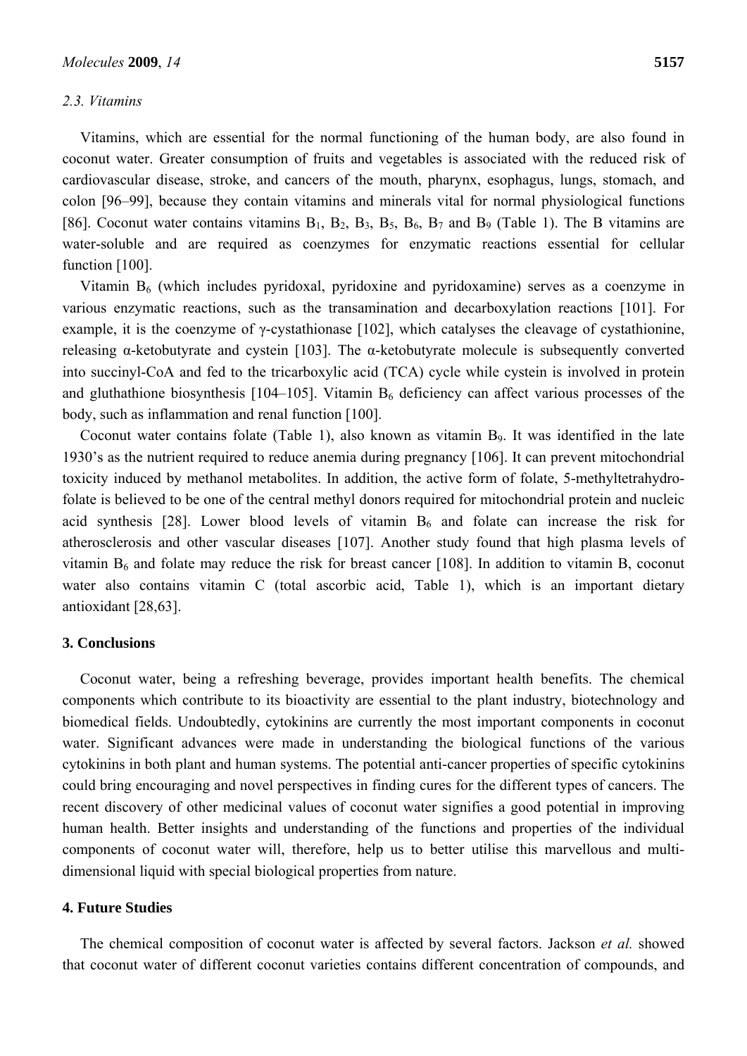### 2.3. Vitamins

Vitamins, which are essential for the normal functioning of the human body, are also found in coconut water. Greater consumption of fruits and vegetables is associated with the reduced risk of cardiovascular disease, stroke, and cancers of the mouth, pharynx, esophagus, lungs, stomach, and colon [96–99], because they contain vitamins and minerals vital for normal physiological functions [86]. Coconut water contains vitamins $B_1$, $B_2$, $B_3$, $B_5$, $B_6$, $B_7$ and $B_9$ (Table 1). The B vitamins are water-soluble and are required as coenzymes for enzymatic reactions essential for cellular function [100].

Vitamin $B_6$ (which includes pyridoxal, pyridoxine and pyridoxamine) serves as a coenzyme in various enzymatic reactions, such as the transamination and decarboxylation reactions [101]. For example, it is the coenzyme of $\gamma$-cystathionase [102], which catalyses the cleavage of cystathionine, releasing $\alpha$-ketobutyrate and cystein [103]. The $\alpha$-ketobutyrate molecule is subsequently converted into succinyl-CoA and fed to the tricarboxylic acid (TCA) cycle while cystein is involved in protein and gluthathione biosynthesis [104–105]. Vitamin $B_6$ deficiency can affect various processes of the body, such as inflammation and renal function [100].

Coconut water contains folate (Table 1), also known as vitamin $B_9$. It was identified in the late 1930's as the nutrient required to reduce anemia during pregnancy [106]. It can prevent mitochondrial toxicity induced by methanol metabolites. In addition, the active form of folate, 5-methyltetrahydro-folate is believed to be one of the central methyl donors required for mitochondrial protein and nucleic acid synthesis [28]. Lower blood levels of vitamin $B_6$ and folate can increase the risk for atherosclerosis and other vascular diseases [107]. Another study found that high plasma levels of vitamin $B_6$ and folate may reduce the risk for breast cancer [108]. In addition to vitamin B, coconut water also contains vitamin C (total ascorbic acid, Table 1), which is an important dietary antioxidant [28,63].

## 3. Conclusions

Coconut water, being a refreshing beverage, provides important health benefits. The chemical components which contribute to its bioactivity are essential to the plant industry, biotechnology and biomedical fields. Undoubtedly, cytokinins are currently the most important components in coconut water. Significant advances were made in understanding the biological functions of the various cytokinins in both plant and human systems. The potential anti-cancer properties of specific cytokinins could bring encouraging and novel perspectives in finding cures for the different types of cancers. The recent discovery of other medicinal values of coconut water signifies a good potential in improving human health. Better insights and understanding of the functions and properties of the individual components of coconut water will, therefore, help us to better utilise this marvellous and multi-dimensional liquid with special biological properties from nature.

## 4. Future Studies

The chemical composition of coconut water is affected by several factors. Jackson *et al.* showed that coconut water of different coconut varieties contains different concentration of compounds, and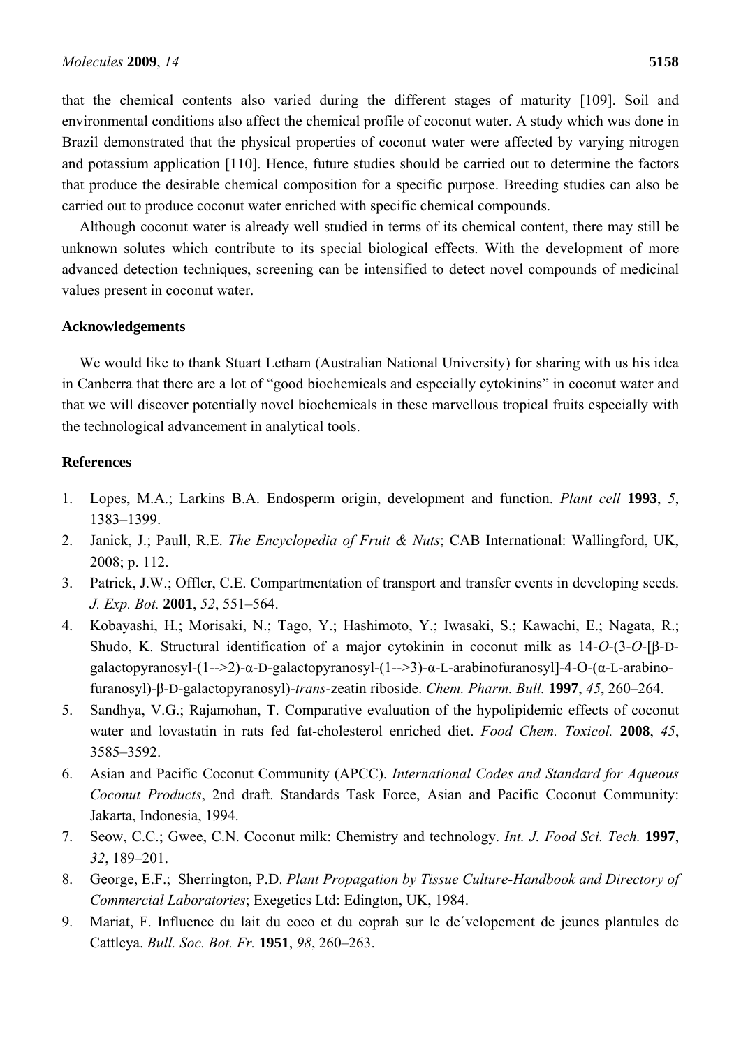that the chemical contents also varied during the different stages of maturity [109]. Soil and environmental conditions also affect the chemical profile of coconut water. A study which was done in Brazil demonstrated that the physical properties of coconut water were affected by varying nitrogen and potassium application [110]. Hence, future studies should be carried out to determine the factors that produce the desirable chemical composition for a specific purpose. Breeding studies can also be carried out to produce coconut water enriched with specific chemical compounds.

Although coconut water is already well studied in terms of its chemical content, there may still be unknown solutes which contribute to its special biological effects. With the development of more advanced detection techniques, screening can be intensified to detect novel compounds of medicinal values present in coconut water.

## Acknowledgements

We would like to thank Stuart Letham (Australian National University) for sharing with us his idea in Canberra that there are a lot of "good biochemicals and especially cytokinins" in coconut water and that we will discover potentially novel biochemicals in these marvellous tropical fruits especially with the technological advancement in analytical tools.

## References

1. Lopes, M.A.; Larkins B.A. Endosperm origin, development and function. *Plant cell* **1993**, *5*, 1383–1399.
2. Janick, J.; Paull, R.E. *The Encyclopedia of Fruit & Nuts*; CAB International: Wallingford, UK, 2008; p. 112.
3. Patrick, J.W.; Offler, C.E. Compartmentation of transport and transfer events in developing seeds. *J. Exp. Bot.* **2001**, *52*, 551–564.
4. Kobayashi, H.; Morisaki, N.; Tago, Y.; Hashimoto, Y.; Iwasaki, S.; Kawachi, E.; Nagata, R.; Shudo, K. Structural identification of a major cytokinin in coconut milk as 14-*O*-(3-*O*-[β-D-galactopyranosyl-(1-->2)-α-D-galactopyranosyl-(1-->3)-α-L-arabinofuranosyl]-4-O-(α-L-arabinofuranosyl)-β-D-galactopyranosyl)-*trans*-zeatin riboside. *Chem. Pharm. Bull.* **1997**, *45*, 260–264.
5. Sandhya, V.G.; Rajamohan, T. Comparative evaluation of the hypolipidemic effects of coconut water and lovastatin in rats fed fat-cholesterol enriched diet. *Food Chem. Toxicol.* **2008**, *45*, 3585–3592.
6. Asian and Pacific Coconut Community (APCC). *International Codes and Standard for Aqueous Coconut Products*, 2nd draft. Standards Task Force, Asian and Pacific Coconut Community: Jakarta, Indonesia, 1994.
7. Seow, C.C.; Gwee, C.N. Coconut milk: Chemistry and technology. *Int. J. Food Sci. Tech.* **1997**, *32*, 189–201.
8. George, E.F.; Sherrington, P.D. *Plant Propagation by Tissue Culture-Handbook and Directory of Commercial Laboratories*; Exegetics Ltd: Edington, UK, 1984.
9. Mariat, F. Influence du lait du coco et du coprah sur le de´velopement de jeunes plantules de Cattleya. *Bull. Soc. Bot. Fr.* **1951**, *98*, 260–263.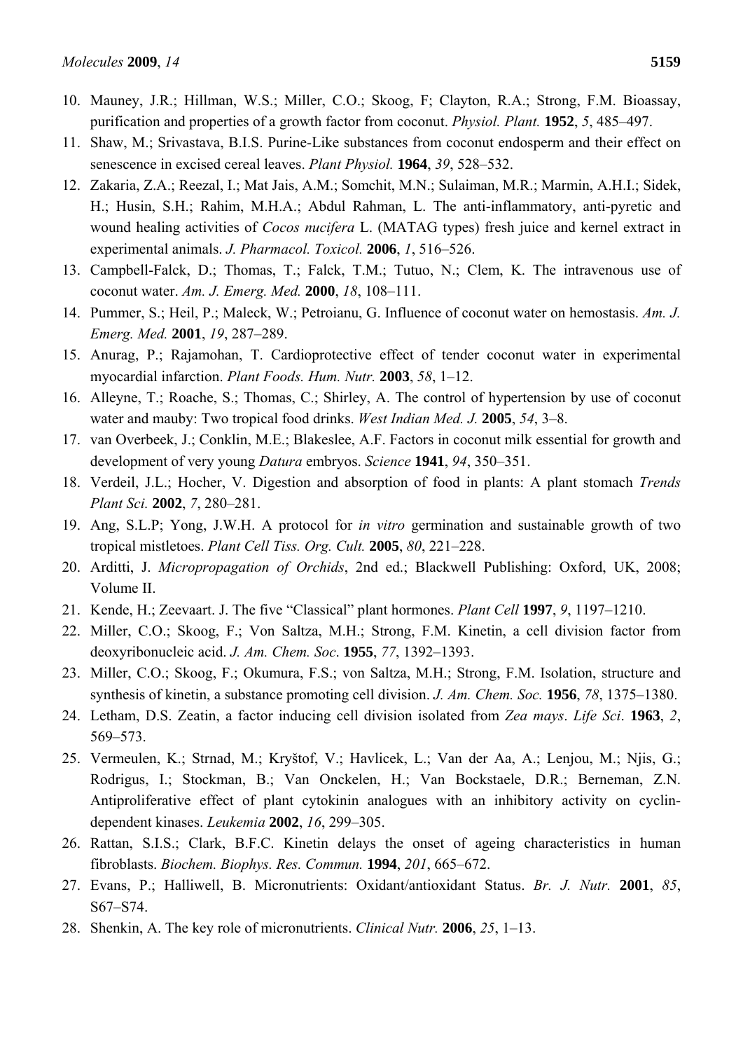10. Mauney, J.R.; Hillman, W.S.; Miller, C.O.; Skoog, F; Clayton, R.A.; Strong, F.M. Bioassay, purification and properties of a growth factor from coconut. *Physiol. Plant.* **1952**, *5*, 485–497.
11. Shaw, M.; Srivastava, B.I.S. Purine-Like substances from coconut endosperm and their effect on senescence in excised cereal leaves. *Plant Physiol.* **1964**, *39*, 528–532.
12. Zakaria, Z.A.; Reezal, I.; Mat Jais, A.M.; Somchit, M.N.; Sulaiman, M.R.; Marmin, A.H.I.; Sidek, H.; Husin, S.H.; Rahim, M.H.A.; Abdul Rahman, L. The anti-inflammatory, anti-pyretic and wound healing activities of *Cocos nucifera* L. (MATAG types) fresh juice and kernel extract in experimental animals. *J. Pharmacol. Toxicol.* **2006**, *1*, 516–526.
13. Campbell-Falck, D.; Thomas, T.; Falck, T.M.; Tutuo, N.; Clem, K. The intravenous use of coconut water. *Am. J. Emerg. Med.* **2000**, *18*, 108–111.
14. Pummer, S.; Heil, P.; Maleck, W.; Petroianu, G. Influence of coconut water on hemostasis. *Am. J. Emerg. Med.* **2001**, *19*, 287–289.
15. Anurag, P.; Rajamohan, T. Cardioprotective effect of tender coconut water in experimental myocardial infarction. *Plant Foods. Hum. Nutr.* **2003**, *58*, 1–12.
16. Alleyne, T.; Roache, S.; Thomas, C.; Shirley, A. The control of hypertension by use of coconut water and mauby: Two tropical food drinks. *West Indian Med. J.* **2005**, *54*, 3–8.
17. van Overbeek, J.; Conklin, M.E.; Blakeslee, A.F. Factors in coconut milk essential for growth and development of very young *Datura* embryos. *Science* **1941**, *94*, 350–351.
18. Verdeil, J.L.; Hocher, V. Digestion and absorption of food in plants: A plant stomach *Trends Plant Sci.* **2002**, *7*, 280–281.
19. Ang, S.L.P; Yong, J.W.H. A protocol for *in vitro* germination and sustainable growth of two tropical mistletoes. *Plant Cell Tiss. Org. Cult.* **2005**, *80*, 221–228.
20. Arditti, J. *Micropropagation of Orchids*, 2nd ed.; Blackwell Publishing: Oxford, UK, 2008; Volume II.
21. Kende, H.; Zeevaart. J. The five "Classical" plant hormones. *Plant Cell* **1997**, *9*, 1197–1210.
22. Miller, C.O.; Skoog, F.; Von Saltza, M.H.; Strong, F.M. Kinetin, a cell division factor from deoxyribonucleic acid. *J. Am. Chem. Soc*. **1955**, *77*, 1392–1393.
23. Miller, C.O.; Skoog, F.; Okumura, F.S.; von Saltza, M.H.; Strong, F.M. Isolation, structure and synthesis of kinetin, a substance promoting cell division. *J. Am. Chem. Soc.* **1956**, *78*, 1375–1380.
24. Letham, D.S. Zeatin, a factor inducing cell division isolated from *Zea mays*. *Life Sci*. **1963**, *2*, 569–573.
25. Vermeulen, K.; Strnad, M.; Kryštof, V.; Havlicek, L.; Van der Aa, A.; Lenjou, M.; Njis, G.; Rodrigus, I.; Stockman, B.; Van Onckelen, H.; Van Bockstaele, D.R.; Berneman, Z.N. Antiproliferative effect of plant cytokinin analogues with an inhibitory activity on cyclin-dependent kinases. *Leukemia* **2002**, *16*, 299–305.
26. Rattan, S.I.S.; Clark, B.F.C. Kinetin delays the onset of ageing characteristics in human fibroblasts. *Biochem. Biophys. Res. Commun.* **1994**, *201*, 665–672.
27. Evans, P.; Halliwell, B. Micronutrients: Oxidant/antioxidant Status. *Br. J. Nutr.* **2001**, *85*, S67–S74.
28. Shenkin, A. The key role of micronutrients. *Clinical Nutr.* **2006**, *25*, 1–13.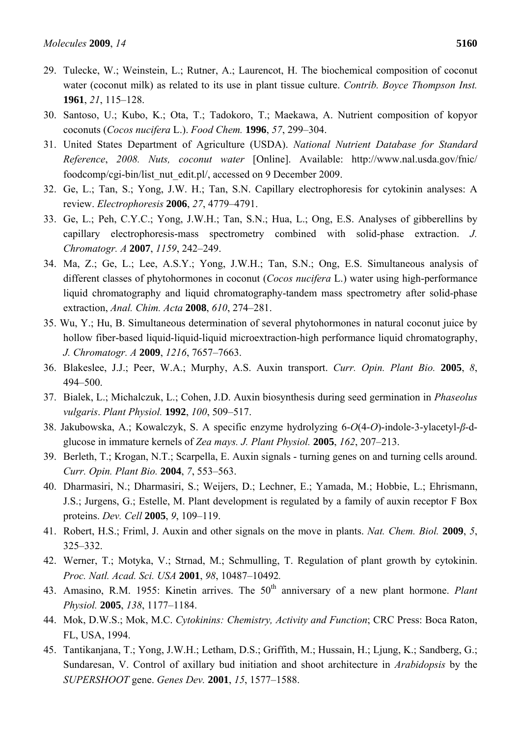29. Tulecke, W.; Weinstein, L.; Rutner, A.; Laurencot, H. The biochemical composition of coconut water (coconut milk) as related to its use in plant tissue culture. *Contrib. Boyce Thompson Inst.* **1961**, *21*, 115–128.
30. Santoso, U.; Kubo, K.; Ota, T.; Tadokoro, T.; Maekawa, A. Nutrient composition of kopyor coconuts (*Cocos nucifera* L.). *Food Chem.* **1996**, *57*, 299–304.
31. United States Department of Agriculture (USDA). *National Nutrient Database for Standard Reference*, *2008. Nuts, coconut water* [Online]. Available: http://www.nal.usda.gov/fnic/foodcomp/cgi-bin/list_nut_edit.pl/, accessed on 9 December 2009.
32. Ge, L.; Tan, S.; Yong, J.W. H.; Tan, S.N. Capillary electrophoresis for cytokinin analyses: A review. *Electrophoresis* **2006**, *27*, 4779–4791.
33. Ge, L.; Peh, C.Y.C.; Yong, J.W.H.; Tan, S.N.; Hua, L.; Ong, E.S. Analyses of gibberellins by capillary electrophoresis-mass spectrometry combined with solid-phase extraction. *J. Chromatogr. A* **2007**, *1159*, 242–249.
34. Ma, Z.; Ge, L.; Lee, A.S.Y.; Yong, J.W.H.; Tan, S.N.; Ong, E.S. Simultaneous analysis of different classes of phytohormones in coconut (*Cocos nucifera* L.) water using high-performance liquid chromatography and liquid chromatography-tandem mass spectrometry after solid-phase extraction, *Anal. Chim. Acta* **2008**, *610*, 274–281.
35. Wu, Y.; Hu, B. Simultaneous determination of several phytohormones in natural coconut juice by hollow fiber-based liquid-liquid-liquid microextraction-high performance liquid chromatography, *J. Chromatogr. A* **2009**, *1216*, 7657–7663.
36. Blakeslee, J.J.; Peer, W.A.; Murphy, A.S. Auxin transport. *Curr. Opin. Plant Bio.* **2005**, *8*, 494–500.
37. Bialek, L.; Michalczuk, L.; Cohen, J.D. Auxin biosynthesis during seed germination in *Phaseolus vulgaris*. *Plant Physiol.* **1992**, *100*, 509–517.
38. Jakubowska, A.; Kowalczyk, S. A specific enzyme hydrolyzing 6-*O*(4-*O*)-indole-3-ylacetyl-*β*-d-glucose in immature kernels of *Zea mays. J. Plant Physiol.* **2005**, *162*, 207–213.
39. Berleth, T.; Krogan, N.T.; Scarpella, E. Auxin signals - turning genes on and turning cells around. *Curr. Opin. Plant Bio.* **2004**, *7*, 553–563.
40. Dharmasiri, N.; Dharmasiri, S.; Weijers, D.; Lechner, E.; Yamada, M.; Hobbie, L.; Ehrismann, J.S.; Jurgens, G.; Estelle, M. Plant development is regulated by a family of auxin receptor F Box proteins. *Dev. Cell* **2005**, *9*, 109–119.
41. Robert, H.S.; Friml, J. Auxin and other signals on the move in plants. *Nat. Chem. Biol.* **2009**, *5*, 325–332.
42. Werner, T.; Motyka, V.; Strnad, M.; Schmulling, T. Regulation of plant growth by cytokinin. *Proc. Natl. Acad. Sci. USA* **2001**, *98*, 10487–10492.
43. Amasino, R.M. 1955: Kinetin arrives. The 50th anniversary of a new plant hormone. *Plant Physiol.* **2005**, *138*, 1177–1184.
44. Mok, D.W.S.; Mok, M.C. *Cytokinins: Chemistry, Activity and Function*; CRC Press: Boca Raton, FL, USA, 1994.
45. Tantikanjana, T.; Yong, J.W.H.; Letham, D.S.; Griffith, M.; Hussain, H.; Ljung, K.; Sandberg, G.; Sundaresan, V. Control of axillary bud initiation and shoot architecture in *Arabidopsis* by the *SUPERSHOOT* gene. *Genes Dev.* **2001**, *15*, 1577–1588.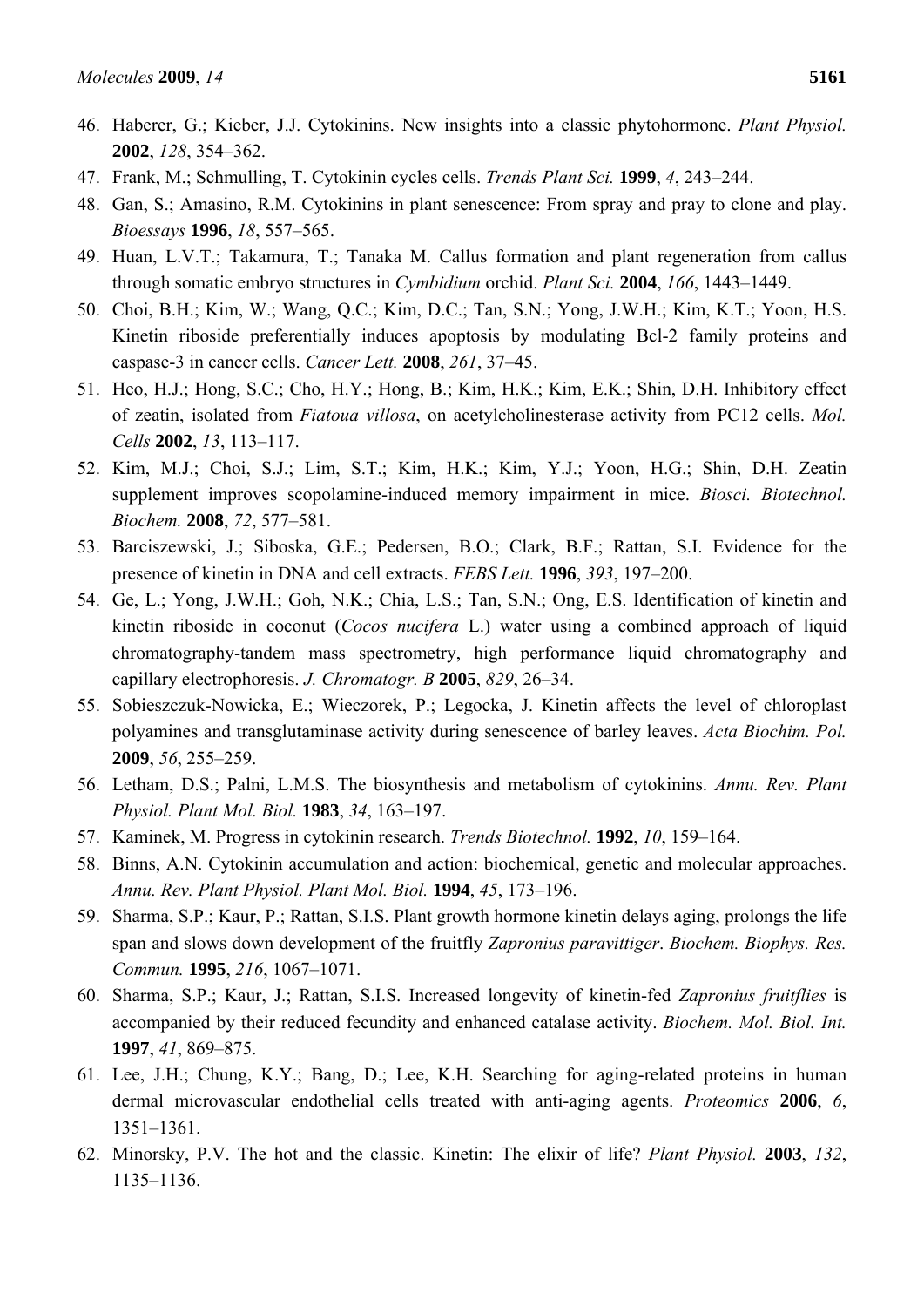46. Haberer, G.; Kieber, J.J. Cytokinins. New insights into a classic phytohormone. *Plant Physiol.* **2002**, *128*, 354–362.
47. Frank, M.; Schmulling, T. Cytokinin cycles cells. *Trends Plant Sci.* **1999**, *4*, 243–244.
48. Gan, S.; Amasino, R.M. Cytokinins in plant senescence: From spray and pray to clone and play. *Bioessays* **1996**, *18*, 557–565.
49. Huan, L.V.T.; Takamura, T.; Tanaka M. Callus formation and plant regeneration from callus through somatic embryo structures in *Cymbidium* orchid. *Plant Sci.* **2004**, *166*, 1443–1449.
50. Choi, B.H.; Kim, W.; Wang, Q.C.; Kim, D.C.; Tan, S.N.; Yong, J.W.H.; Kim, K.T.; Yoon, H.S. Kinetin riboside preferentially induces apoptosis by modulating Bcl-2 family proteins and caspase-3 in cancer cells. *Cancer Lett.* **2008**, *261*, 37–45.
51. Heo, H.J.; Hong, S.C.; Cho, H.Y.; Hong, B.; Kim, H.K.; Kim, E.K.; Shin, D.H. Inhibitory effect of zeatin, isolated from *Fiatoua villosa*, on acetylcholinesterase activity from PC12 cells. *Mol. Cells* **2002**, *13*, 113–117.
52. Kim, M.J.; Choi, S.J.; Lim, S.T.; Kim, H.K.; Kim, Y.J.; Yoon, H.G.; Shin, D.H. Zeatin supplement improves scopolamine-induced memory impairment in mice. *Biosci. Biotechnol. Biochem.* **2008**, *72*, 577–581.
53. Barciszewski, J.; Siboska, G.E.; Pedersen, B.O.; Clark, B.F.; Rattan, S.I. Evidence for the presence of kinetin in DNA and cell extracts. *FEBS Lett.* **1996**, *393*, 197–200.
54. Ge, L.; Yong, J.W.H.; Goh, N.K.; Chia, L.S.; Tan, S.N.; Ong, E.S. Identification of kinetin and kinetin riboside in coconut (*Cocos nucifera* L.) water using a combined approach of liquid chromatography-tandem mass spectrometry, high performance liquid chromatography and capillary electrophoresis. *J. Chromatogr. B* **2005**, *829*, 26–34.
55. Sobieszczuk-Nowicka, E.; Wieczorek, P.; Legocka, J. Kinetin affects the level of chloroplast polyamines and transglutaminase activity during senescence of barley leaves. *Acta Biochim. Pol.* **2009**, *56*, 255–259.
56. Letham, D.S.; Palni, L.M.S. The biosynthesis and metabolism of cytokinins. *Annu. Rev. Plant Physiol. Plant Mol. Biol.* **1983**, *34*, 163–197.
57. Kaminek, M. Progress in cytokinin research. *Trends Biotechnol.* **1992**, *10*, 159–164.
58. Binns, A.N. Cytokinin accumulation and action: biochemical, genetic and molecular approaches. *Annu. Rev. Plant Physiol. Plant Mol. Biol.* **1994**, *45*, 173–196.
59. Sharma, S.P.; Kaur, P.; Rattan, S.I.S. Plant growth hormone kinetin delays aging, prolongs the life span and slows down development of the fruitfly *Zapronius paravittiger*. *Biochem. Biophys. Res. Commun.* **1995**, *216*, 1067–1071.
60. Sharma, S.P.; Kaur, J.; Rattan, S.I.S. Increased longevity of kinetin-fed *Zapronius fruitflies* is accompanied by their reduced fecundity and enhanced catalase activity. *Biochem. Mol. Biol. Int.* **1997**, *41*, 869–875.
61. Lee, J.H.; Chung, K.Y.; Bang, D.; Lee, K.H. Searching for aging-related proteins in human dermal microvascular endothelial cells treated with anti-aging agents. *Proteomics* **2006**, *6*, 1351–1361.
62. Minorsky, P.V. The hot and the classic. Kinetin: The elixir of life? *Plant Physiol.* **2003**, *132*, 1135–1136.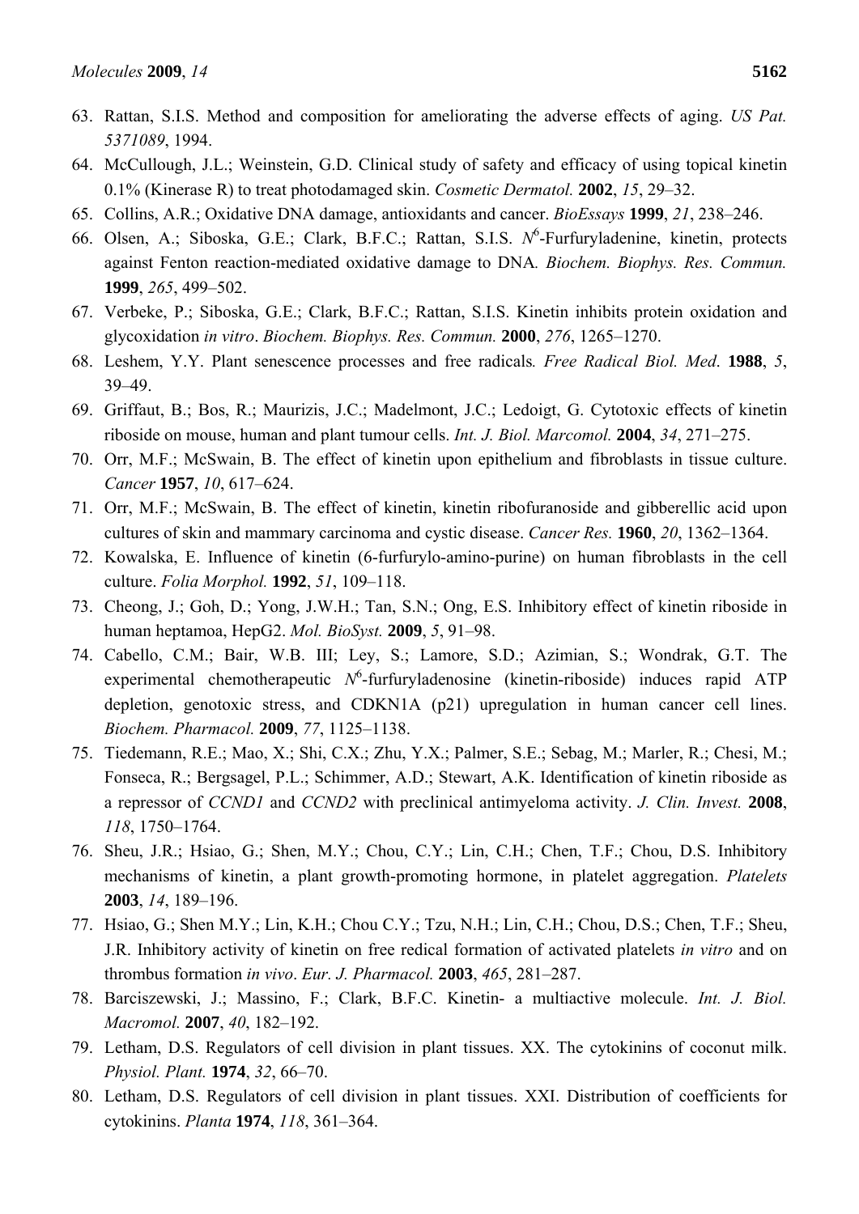63. Rattan, S.I.S. Method and composition for ameliorating the adverse effects of aging. *US Pat. 5371089*, 1994.
64. McCullough, J.L.; Weinstein, G.D. Clinical study of safety and efficacy of using topical kinetin 0.1% (Kinerase R) to treat photodamaged skin. *Cosmetic Dermatol.* **2002**, *15*, 29–32.
65. Collins, A.R.; Oxidative DNA damage, antioxidants and cancer. *BioEssays* **1999**, *21*, 238–246.
66. Olsen, A.; Siboska, G.E.; Clark, B.F.C.; Rattan, S.I.S. $N^6$-Furfuryladenine, kinetin, protects against Fenton reaction-mediated oxidative damage to DNA. *Biochem. Biophys. Res. Commun.* **1999**, *265*, 499–502.
67. Verbeke, P.; Siboska, G.E.; Clark, B.F.C.; Rattan, S.I.S. Kinetin inhibits protein oxidation and glycoxidation *in vitro*. *Biochem. Biophys. Res. Commun.* **2000**, *276*, 1265–1270.
68. Leshem, Y.Y. Plant senescence processes and free radicals*. Free Radical Biol. Med*. **1988**, *5*, 39–49.
69. Griffaut, B.; Bos, R.; Maurizis, J.C.; Madelmont, J.C.; Ledoigt, G. Cytotoxic effects of kinetin riboside on mouse, human and plant tumour cells. *Int. J. Biol. Marcomol.* **2004**, *34*, 271–275.
70. Orr, M.F.; McSwain, B. The effect of kinetin upon epithelium and fibroblasts in tissue culture. *Cancer* **1957**, *10*, 617–624.
71. Orr, M.F.; McSwain, B. The effect of kinetin, kinetin ribofuranoside and gibberellic acid upon cultures of skin and mammary carcinoma and cystic disease. *Cancer Res.* **1960**, *20*, 1362–1364.
72. Kowalska, E. Influence of kinetin (6-furfurylo-amino-purine) on human fibroblasts in the cell culture. *Folia Morphol.* **1992**, *51*, 109–118.
73. Cheong, J.; Goh, D.; Yong, J.W.H.; Tan, S.N.; Ong, E.S. Inhibitory effect of kinetin riboside in human heptamoa, HepG2. *Mol. BioSyst.* **2009**, *5*, 91–98.
74. Cabello, C.M.; Bair, W.B. III; Ley, S.; Lamore, S.D.; Azimian, S.; Wondrak, G.T. The experimental chemotherapeutic $N^6$-furfuryladenosine (kinetin-riboside) induces rapid ATP depletion, genotoxic stress, and CDKN1A (p21) upregulation in human cancer cell lines. *Biochem. Pharmacol.* **2009**, *77*, 1125–1138.
75. Tiedemann, R.E.; Mao, X.; Shi, C.X.; Zhu, Y.X.; Palmer, S.E.; Sebag, M.; Marler, R.; Chesi, M.; Fonseca, R.; Bergsagel, P.L.; Schimmer, A.D.; Stewart, A.K. Identification of kinetin riboside as a repressor of *CCND1* and *CCND2* with preclinical antimyeloma activity. *J. Clin. Invest.* **2008**, *118*, 1750–1764.
76. Sheu, J.R.; Hsiao, G.; Shen, M.Y.; Chou, C.Y.; Lin, C.H.; Chen, T.F.; Chou, D.S. Inhibitory mechanisms of kinetin, a plant growth-promoting hormone, in platelet aggregation. *Platelets* **2003**, *14*, 189–196.
77. Hsiao, G.; Shen M.Y.; Lin, K.H.; Chou C.Y.; Tzu, N.H.; Lin, C.H.; Chou, D.S.; Chen, T.F.; Sheu, J.R. Inhibitory activity of kinetin on free redical formation of activated platelets *in vitro* and on thrombus formation *in vivo*. *Eur. J. Pharmacol.* **2003**, *465*, 281–287.
78. Barciszewski, J.; Massino, F.; Clark, B.F.C. Kinetin- a multiactive molecule. *Int. J. Biol. Macromol.* **2007**, *40*, 182–192.
79. Letham, D.S. Regulators of cell division in plant tissues. XX. The cytokinins of coconut milk. *Physiol. Plant.* **1974**, *32*, 66–70.
80. Letham, D.S. Regulators of cell division in plant tissues. XXI. Distribution of coefficients for cytokinins. *Planta* **1974**, *118*, 361–364.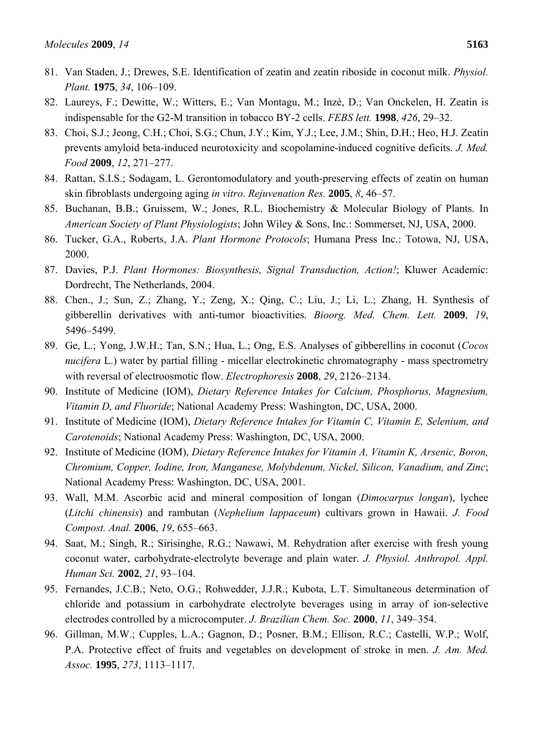81. Van Staden, J.; Drewes, S.E. Identification of zeatin and zeatin riboside in coconut milk. *Physiol. Plant.* **1975**, *34*, 106–109.
82. Laureys, F.; Dewitte, W.; Witters, E.; Van Montagu, M.; Inzé, D.; Van Onckelen, H. Zeatin is indispensable for the G2-M transition in tobacco BY-2 cells. *FEBS lett.* **1998**, *426*, 29–32.
83. Choi, S.J.; Jeong, C.H.; Choi, S.G.; Chun, J.Y.; Kim, Y.J.; Lee, J.M.; Shin, D.H.; Heo, H.J. Zeatin prevents amyloid beta-induced neurotoxicity and scopolamine-induced cognitive deficits. *J. Med. Food* **2009**, *12*, 271–277.
84. Rattan, S.I.S.; Sodagam, L. Gerontomodulatory and youth-preserving effects of zeatin on human skin fibroblasts undergoing aging *in vitro*. *Rejuvenation Res.* **2005**, *8*, 46–57.
85. Buchanan, B.B.; Gruissem, W.; Jones, R.L. Biochemistry & Molecular Biology of Plants. In *American Society of Plant Physiologists*; John Wiley & Sons, Inc.: Sommerset, NJ, USA, 2000.
86. Tucker, G.A., Roberts, J.A. *Plant Hormone Protocols*; Humana Press Inc.: Totowa, NJ, USA, 2000.
87. Davies, P.J. *Plant Hormones: Biosynthesis, Signal Transduction, Action!*; Kluwer Academic: Dordrecht, The Netherlands, 2004.
88. Chen., J.; Sun, Z.; Zhang, Y.; Zeng, X.; Qing, C.; Liu, J.; Li, L.; Zhang, H. Synthesis of gibberellin derivatives with anti-tumor bioactivities. *Bioorg. Med. Chem. Lett.* **2009**, *19*, 5496–5499.
89. Ge, L.; Yong, J.W.H.; Tan, S.N.; Hua, L.; Ong, E.S. Analyses of gibberellins in coconut (*Cocos nucifera* L.) water by partial filling - micellar electrokinetic chromatography - mass spectrometry with reversal of electroosmotic flow. *Electrophoresis* **2008**, *29*, 2126–2134.
90. Institute of Medicine (IOM), *Dietary Reference Intakes for Calcium, Phosphorus, Magnesium, Vitamin D, and Fluoride*; National Academy Press: Washington, DC, USA, 2000.
91. Institute of Medicine (IOM), *Dietary Reference Intakes for Vitamin C, Vitamin E, Selenium, and Carotenoids*; National Academy Press: Washington, DC, USA, 2000.
92. Institute of Medicine (IOM), *Dietary Reference Intakes for Vitamin A, Vitamin K, Arsenic, Boron, Chromium, Copper, Iodine, Iron, Manganese, Molybdenum, Nickel, Silicon, Vanadium, and Zinc*; National Academy Press: Washington, DC, USA, 2001.
93. Wall, M.M. Ascorbic acid and mineral composition of longan (*Dimocarpus longan*), lychee (*Litchi chinensis*) and rambutan (*Nephelium lappaceum*) cultivars grown in Hawaii. *J. Food Compost. Anal.* **2006**, *19*, 655–663.
94. Saat, M.; Singh, R.; Sirisinghe, R.G.; Nawawi, M. Rehydration after exercise with fresh young coconut water, carbohydrate-electrolyte beverage and plain water. *J. Physiol. Anthropol. Appl. Human Sci.* **2002**, *21*, 93–104.
95. Fernandes, J.C.B.; Neto, O.G.; Rohwedder, J.J.R.; Kubota, L.T. Simultaneous determination of chloride and potassium in carbohydrate electrolyte beverages using in array of ion-selective electrodes controlled by a microcomputer. *J. Brazilian Chem. Soc.* **2000**, *11*, 349–354.
96. Gillman, M.W.; Cupples, L.A.; Gagnon, D.; Posner, B.M.; Ellison, R.C.; Castelli, W.P.; Wolf, P.A. Protective effect of fruits and vegetables on development of stroke in men. *J. Am. Med. Assoc.* **1995**, *273*, 1113–1117.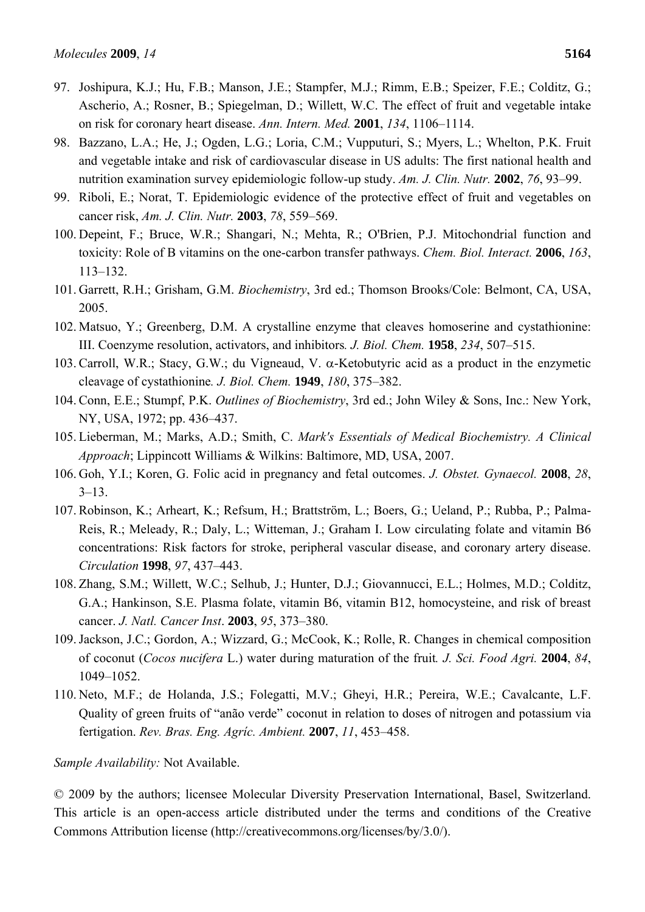97. Joshipura, K.J.; Hu, F.B.; Manson, J.E.; Stampfer, M.J.; Rimm, E.B.; Speizer, F.E.; Colditz, G.; Ascherio, A.; Rosner, B.; Spiegelman, D.; Willett, W.C. The effect of fruit and vegetable intake on risk for coronary heart disease. *Ann. Intern. Med.* **2001**, *134*, 1106–1114.
98. Bazzano, L.A.; He, J.; Ogden, L.G.; Loria, C.M.; Vupputuri, S.; Myers, L.; Whelton, P.K. Fruit and vegetable intake and risk of cardiovascular disease in US adults: The first national health and nutrition examination survey epidemiologic follow-up study. *Am. J. Clin. Nutr.* **2002**, *76*, 93–99.
99. Riboli, E.; Norat, T. Epidemiologic evidence of the protective effect of fruit and vegetables on cancer risk, *Am. J. Clin. Nutr.* **2003**, *78*, 559–569.
100. Depeint, F.; Bruce, W.R.; Shangari, N.; Mehta, R.; O'Brien, P.J. Mitochondrial function and toxicity: Role of B vitamins on the one-carbon transfer pathways. *Chem. Biol. Interact.* **2006**, *163*, 113–132.
101. Garrett, R.H.; Grisham, G.M. *Biochemistry*, 3rd ed.; Thomson Brooks/Cole: Belmont, CA, USA, 2005.
102. Matsuo, Y.; Greenberg, D.M. A crystalline enzyme that cleaves homoserine and cystathionine: III. Coenzyme resolution, activators, and inhibitors*. J. Biol. Chem.* **1958**, *234*, 507–515.
103. Carroll, W.R.; Stacy, G.W.; du Vigneaud, V. α-Ketobutyric acid as a product in the enzymetic cleavage of cystathionine*. J. Biol. Chem.* **1949**, *180*, 375–382.
104. Conn, E.E.; Stumpf, P.K. *Outlines of Biochemistry*, 3rd ed.; John Wiley & Sons, Inc.: New York, NY, USA, 1972; pp. 436–437.
105. Lieberman, M.; Marks, A.D.; Smith, C. *Mark's Essentials of Medical Biochemistry. A Clinical Approach*; Lippincott Williams & Wilkins: Baltimore, MD, USA, 2007.
106. Goh, Y.I.; Koren, G. Folic acid in pregnancy and fetal outcomes. *J. Obstet. Gynaecol.* **2008**, *28*, 3–13.
107. Robinson, K.; Arheart, K.; Refsum, H.; Brattström, L.; Boers, G.; Ueland, P.; Rubba, P.; Palma-Reis, R.; Meleady, R.; Daly, L.; Witteman, J.; Graham I. Low circulating folate and vitamin B6 concentrations: Risk factors for stroke, peripheral vascular disease, and coronary artery disease. *Circulation* **1998**, *97*, 437–443.
108. Zhang, S.M.; Willett, W.C.; Selhub, J.; Hunter, D.J.; Giovannucci, E.L.; Holmes, M.D.; Colditz, G.A.; Hankinson, S.E. Plasma folate, vitamin B6, vitamin B12, homocysteine, and risk of breast cancer. *J. Natl. Cancer Inst*. **2003**, *95*, 373–380.
109. Jackson, J.C.; Gordon, A.; Wizzard, G.; McCook, K.; Rolle, R. Changes in chemical composition of coconut (*Cocos nucifera* L.) water during maturation of the fruit*. J. Sci. Food Agri.* **2004**, *84*, 1049–1052.
110. Neto, M.F.; de Holanda, J.S.; Folegatti, M.V.; Gheyi, H.R.; Pereira, W.E.; Cavalcante, L.F. Quality of green fruits of "anão verde" coconut in relation to doses of nitrogen and potassium via fertigation. *Rev. Bras. Eng. Agríc. Ambient.* **2007**, *11*, 453–458.

*Sample Availability:* Not Available.

© 2009 by the authors; licensee Molecular Diversity Preservation International, Basel, Switzerland. This article is an open-access article distributed under the terms and conditions of the Creative Commons Attribution license (http://creativecommons.org/licenses/by/3.0/).